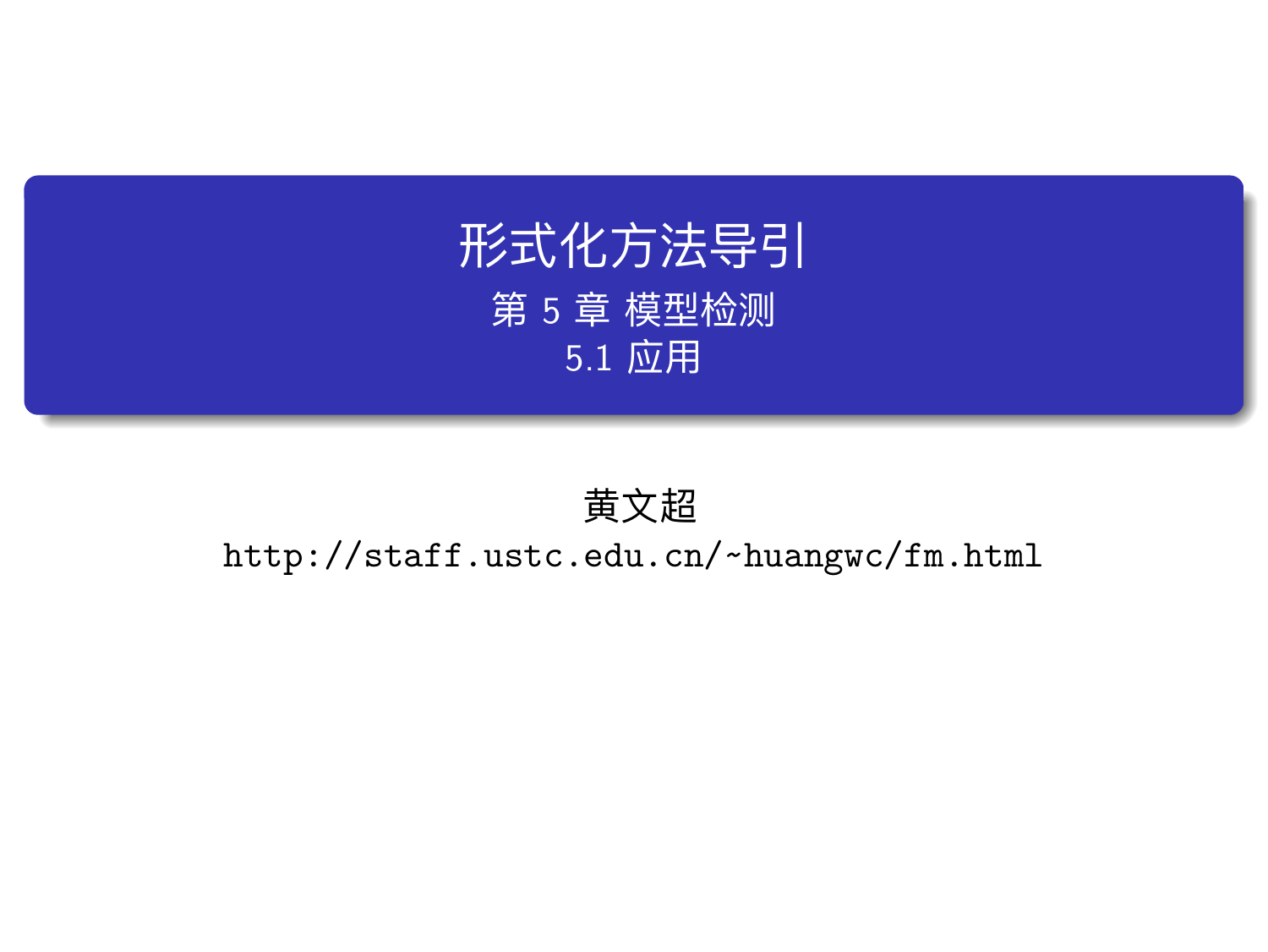# 形式化方法导引

## 第 5 章 模型检测

## 5.1 应用

黄文超

http://staff.ustc.edu.cn/~huangwc/fm.html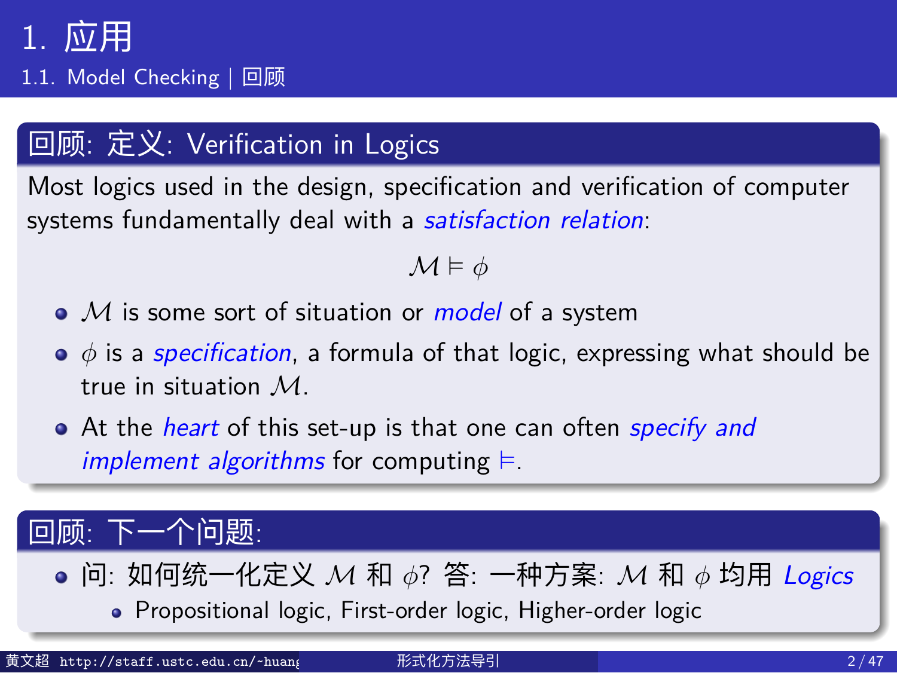# 1. 应用

## 1.1. Model Checking | 回顾

### 回顾: 定义: Verification in Logics

Most logics used in the design, specification and verification of computer systems fundamentally deal with a *satisfaction relation*:

$$\mathcal{M} \vDash \phi$$

- $\mathcal{M}$ is some sort of situation or *model* of a system
- $\phi$ is a *specification*, a formula of that logic, expressing what should be true in situation $\mathcal{M}$.
- At the *heart* of this set-up is that one can often *specify and implement algorithms* for computing $\vDash$.

### 回顾: 下一个问题:

- 问: 如何统一化定义 $\mathcal{M}$ 和 $\phi$? 答: 一种方案: $\mathcal{M}$ 和 $\phi$ 均用 *Logics*
  - Propositional logic, First-order logic, Higher-order logic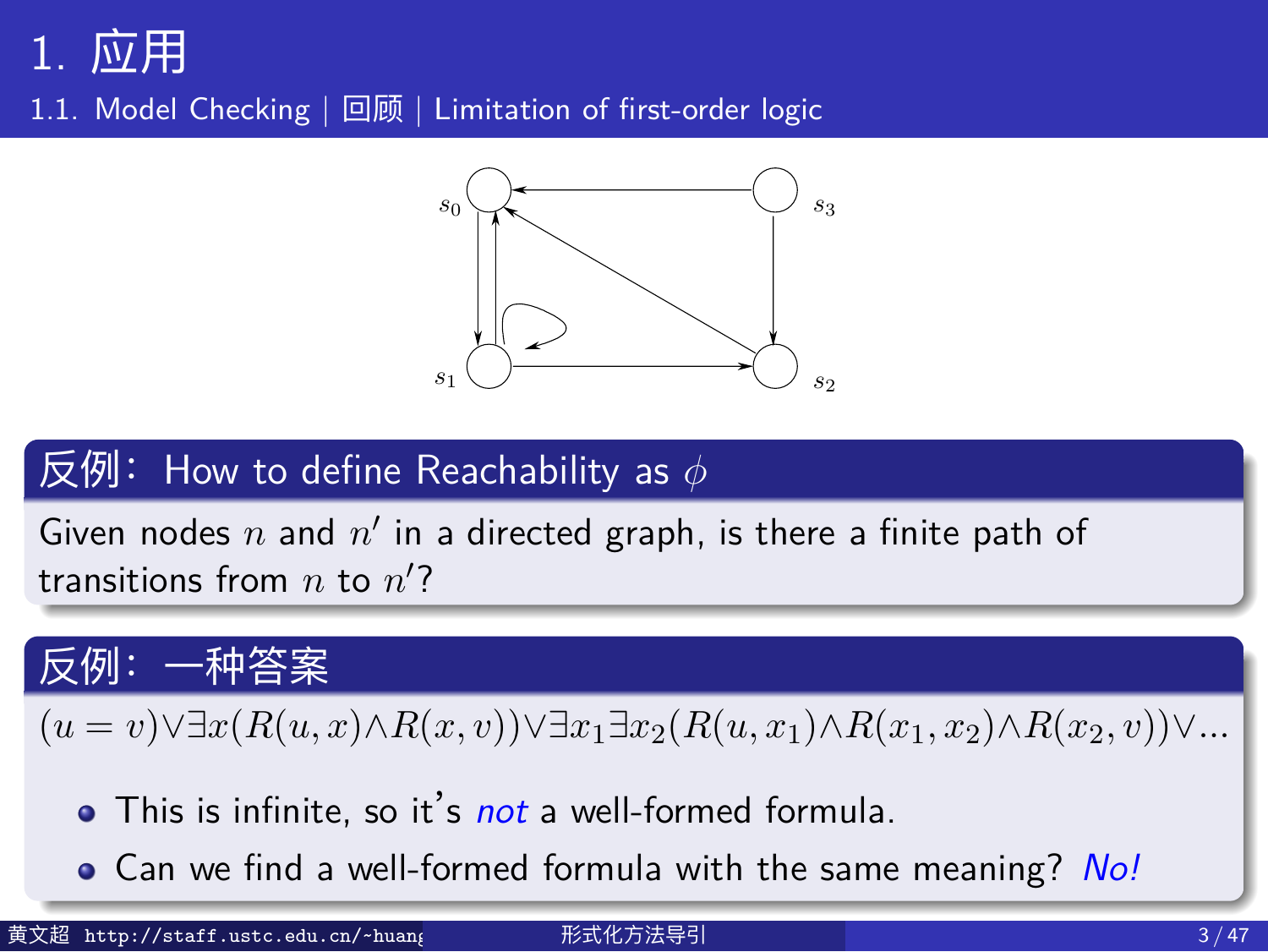# 1. 应用

## 1.1. Model Checking | 回顾 | Limitation of first-order logic

### 反例： How to define Reachability as $\phi$

Given nodes $n$ and $n'$ in a directed graph, is there a finite path of transitions from $n$ to $n'$?

### 反例： 一种答案

$$(u = v) \lor \exists x (R(u, x) \land R(x, v)) \lor \exists x_1 \exists x_2 (R(u, x_1) \land R(x_1, x_2) \land R(x_2, v)) \lor \ldots$$

- This is infinite, so it's *not* a well-formed formula.
- Can we find a well-formed formula with the same meaning? *No!*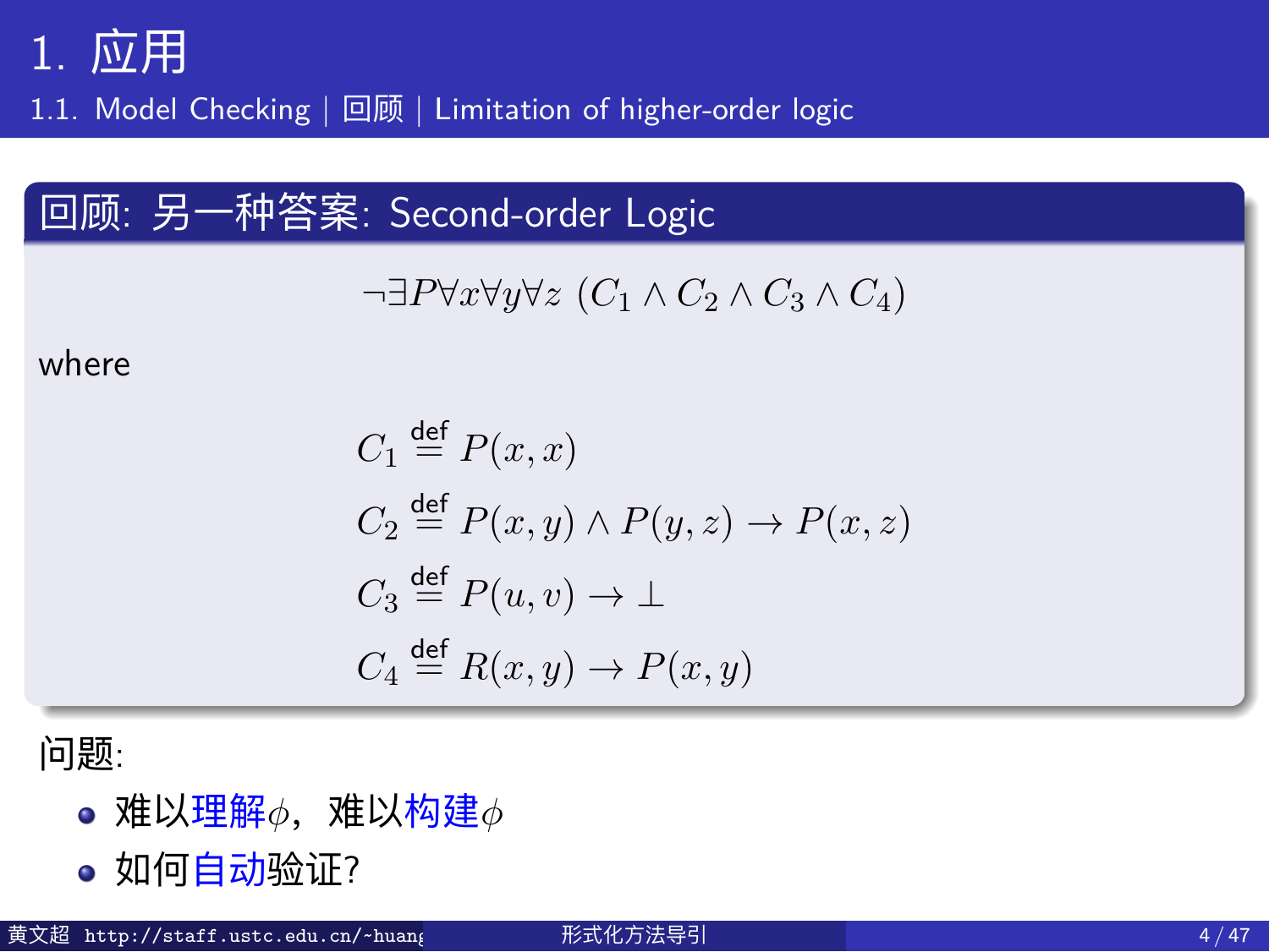# 1. 应用

## 1.1. Model Checking | 回顾 | Limitation of higher-order logic

### 回顾: 另一种答案: Second-order Logic

$$\neg\exists P \forall x \forall y \forall z\ (C_1 \wedge C_2 \wedge C_3 \wedge C_4)$$

where

$$C_1 \stackrel{\text{def}}{=} P(x, x)$$

$$C_2 \stackrel{\text{def}}{=} P(x, y) \wedge P(y, z) \to P(x, z)$$

$$C_3 \stackrel{\text{def}}{=} P(u, v) \to \bot$$

$$C_4 \stackrel{\text{def}}{=} R(x, y) \to P(x, y)$$

问题:

- 难以理解$\phi$，难以构建$\phi$
- 如何自动验证?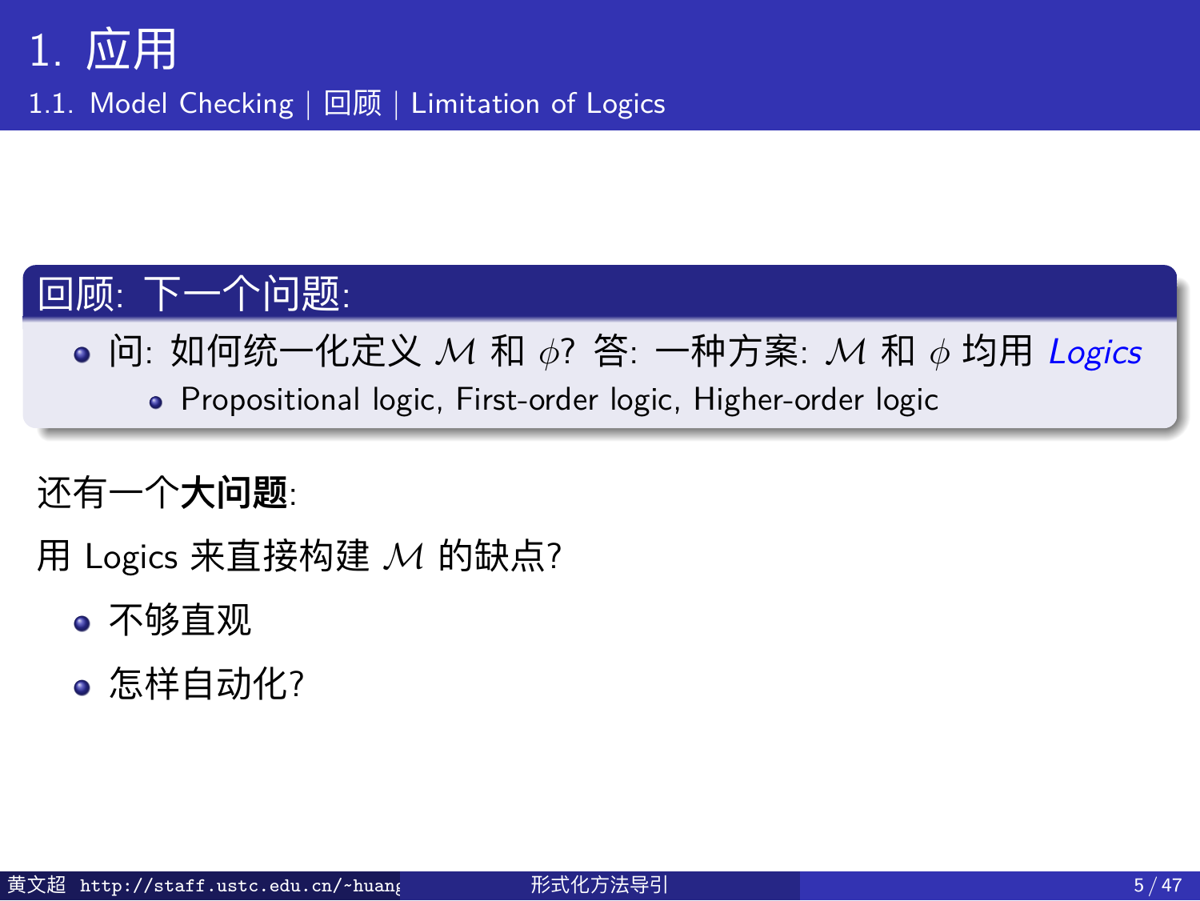## 回顾: 下一个问题:

- 问: 如何统一化定义 $\mathcal{M}$ 和 $\phi$? 答: 一种方案: $\mathcal{M}$ 和 $\phi$ 均用 *Logics*
  - Propositional logic, First-order logic, Higher-order logic

还有一个**大问题**:

用 Logics 来直接构建 $\mathcal{M}$ 的缺点?

- 不够直观
- 怎样自动化?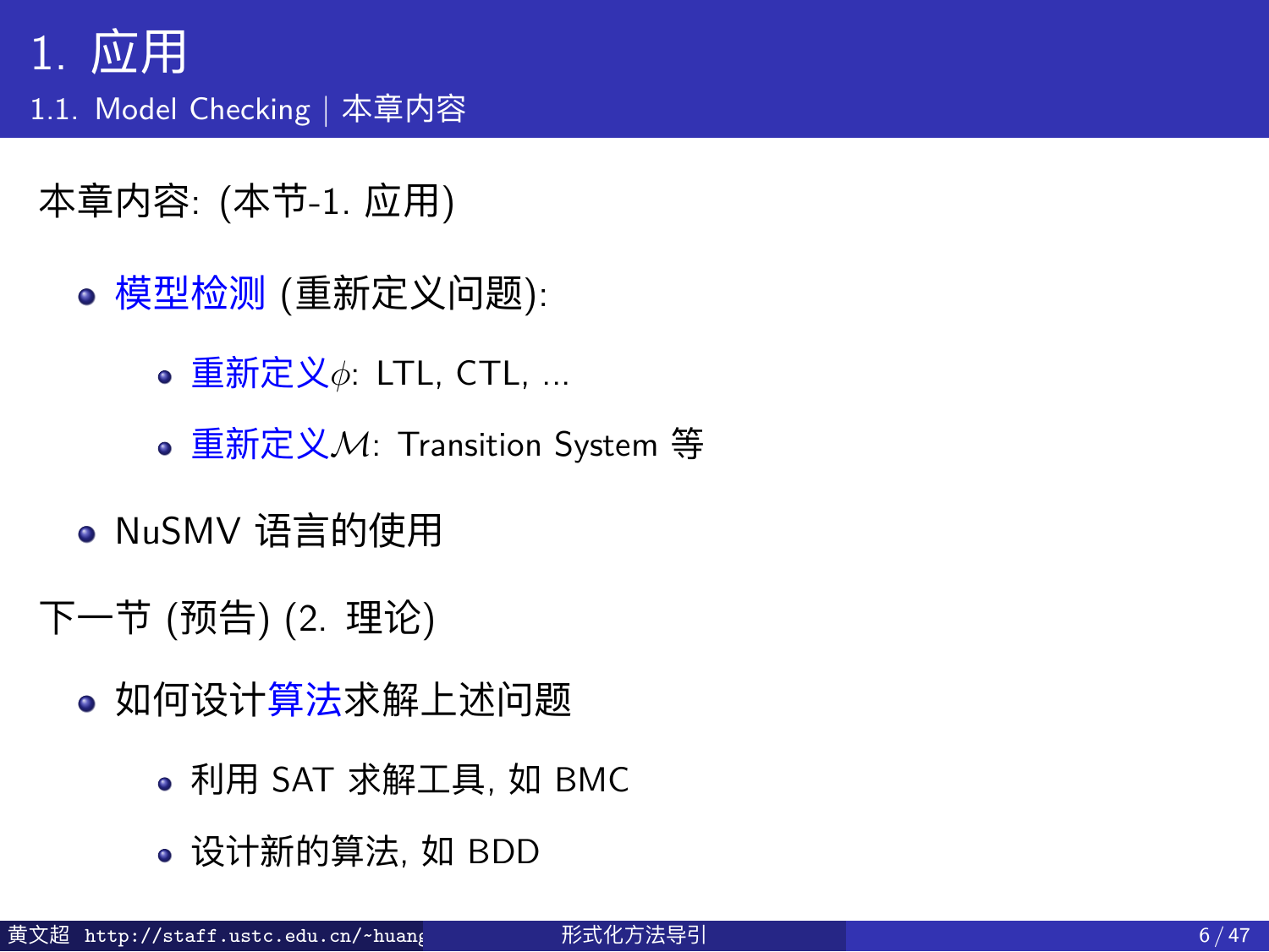# 1. 应用

## 1.1. Model Checking | 本章内容

本章内容: (本节-1. 应用)

- 模型检测 (重新定义问题):
  - 重新定义$\phi$: LTL, CTL, ...
  - 重新定义$\mathcal{M}$: Transition System 等
- NuSMV 语言的使用

下一节 (预告) (2. 理论)

- 如何设计算法求解上述问题
  - 利用 SAT 求解工具, 如 BMC
  - 设计新的算法, 如 BDD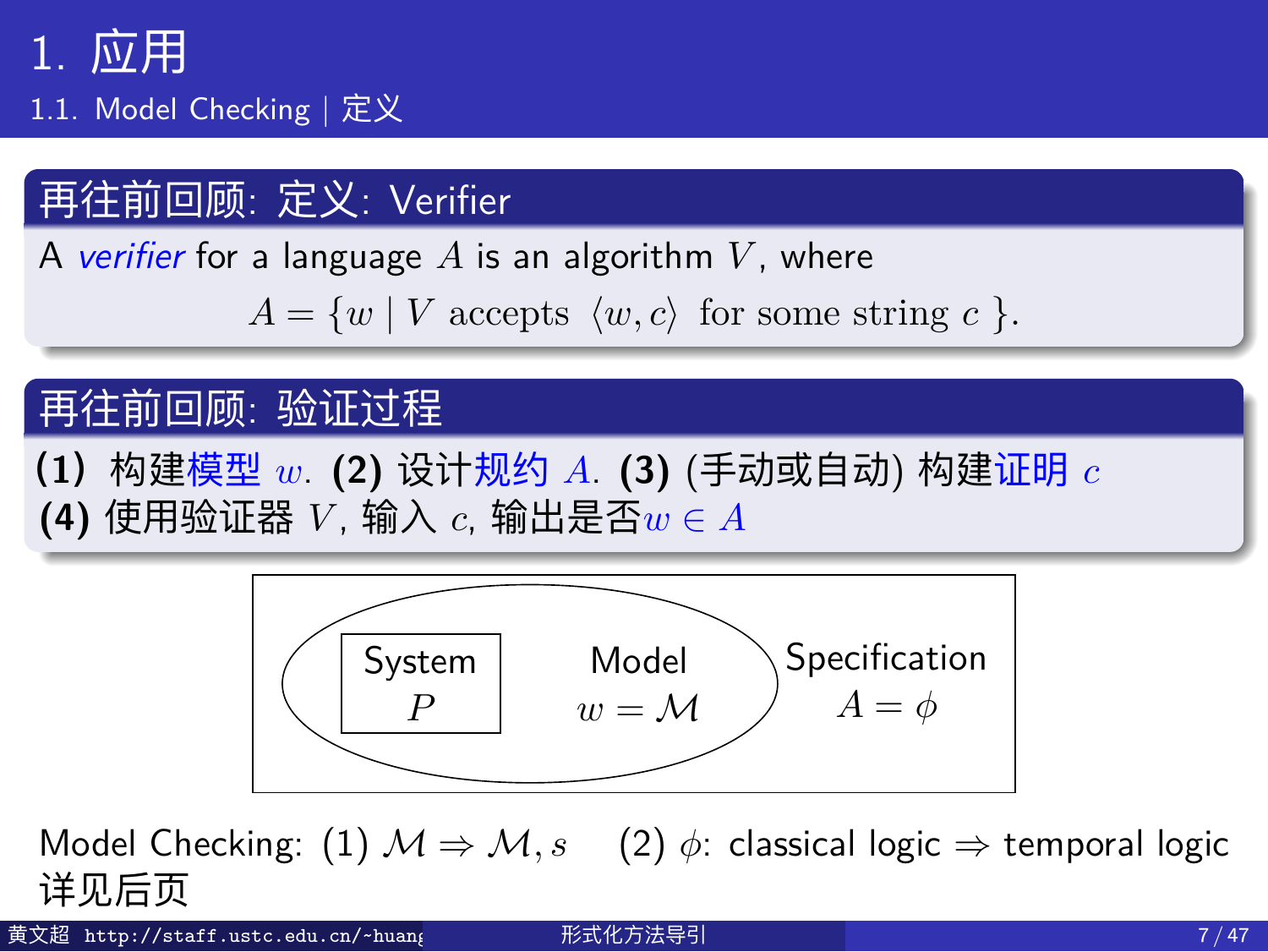# 1. 应用

## 1.1. Model Checking | 定义

### 再往前回顾: 定义: Verifier

A *verifier* for a language $A$ is an algorithm $V$, where

$$A = \{w \mid V \text{ accepts } \langle w, c\rangle \text{ for some string } c\}.$$

### 再往前回顾: 验证过程

**(1)** 构建模型 $w$. **(2)** 设计规约 $A$. **(3)** (手动或自动) 构建证明 $c$
**(4)** 使用验证器 $V$, 输入 $c$, 输出是否$w \in A$

System $P$ | Model $w = \mathcal{M}$ | Specification $A = \phi$

Model Checking: (1) $\mathcal{M} \Rightarrow \mathcal{M}, s$ (2) $\phi$: classical logic $\Rightarrow$ temporal logic
详见后页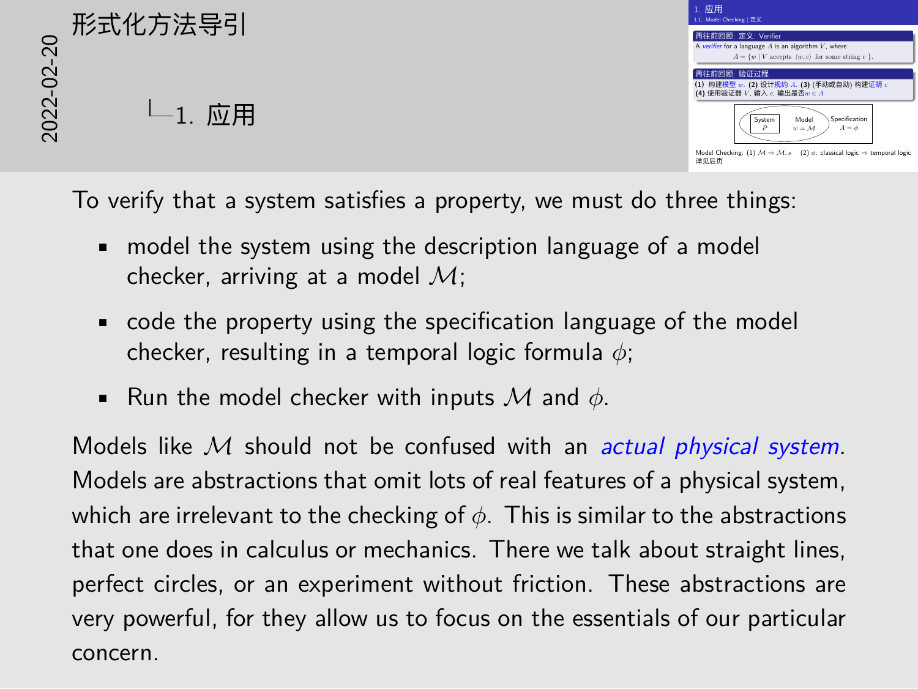# 形式化方法导引

2022-02-20

└1. 应用

To verify that a system satisfies a property, we must do three things:

- model the system using the description language of a model checker, arriving at a model $\mathcal{M}$;
- code the property using the specification language of the model checker, resulting in a temporal logic formula $\phi$;
- Run the model checker with inputs $\mathcal{M}$ and $\phi$.

Models like $\mathcal{M}$ should not be confused with an *actual physical system*. Models are abstractions that omit lots of real features of a physical system, which are irrelevant to the checking of $\phi$. This is similar to the abstractions that one does in calculus or mechanics. There we talk about straight lines, perfect circles, or an experiment without friction. These abstractions are very powerful, for they allow us to focus on the essentials of our particular concern.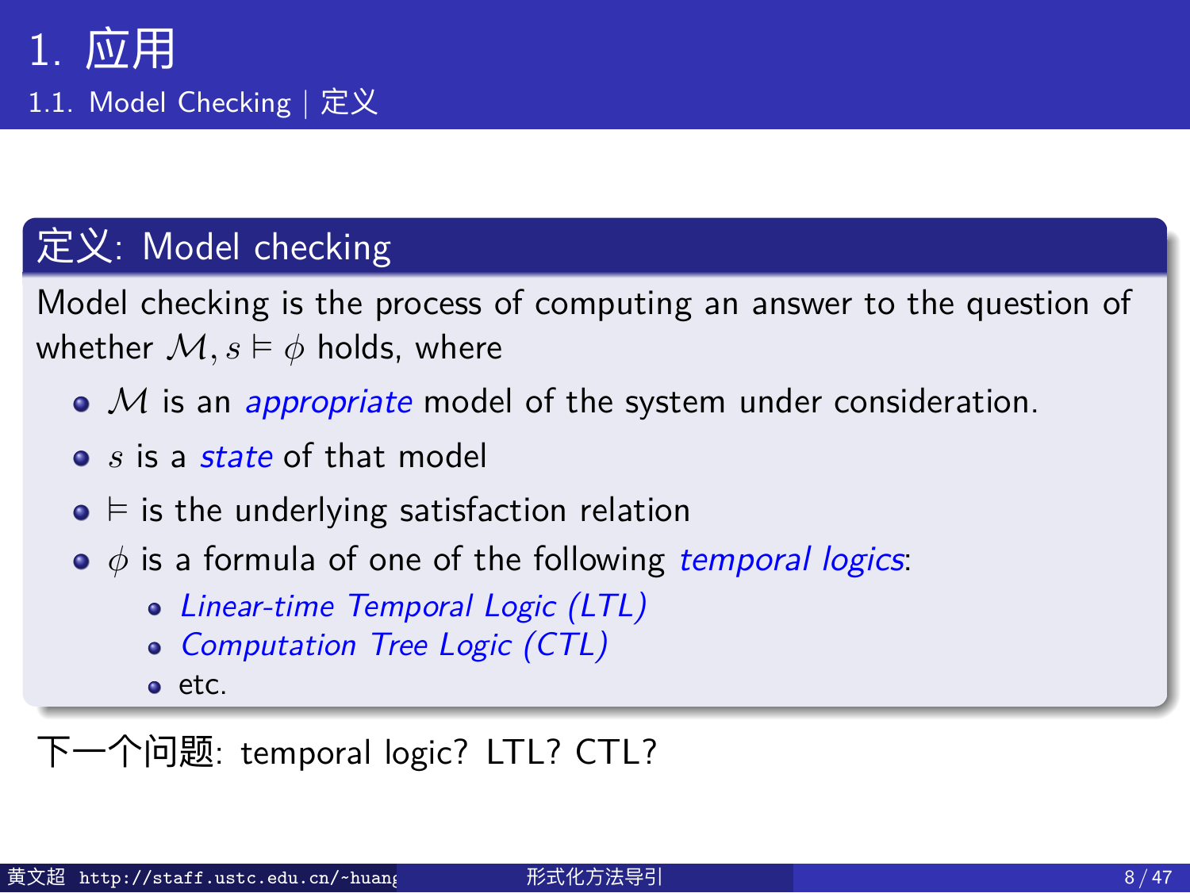# 1. 应用

## 1.1. Model Checking | 定义

### 定义: Model checking

Model checking is the process of computing an answer to the question of whether $\mathcal{M}, s \vDash \phi$ holds, where

- $\mathcal{M}$ is an *appropriate* model of the system under consideration.
- $s$ is a *state* of that model
- $\vDash$ is the underlying satisfaction relation
- $\phi$ is a formula of one of the following *temporal logics*:
  - *Linear-time Temporal Logic (LTL)*
  - *Computation Tree Logic (CTL)*
  - etc.

下一个问题: temporal logic? LTL? CTL?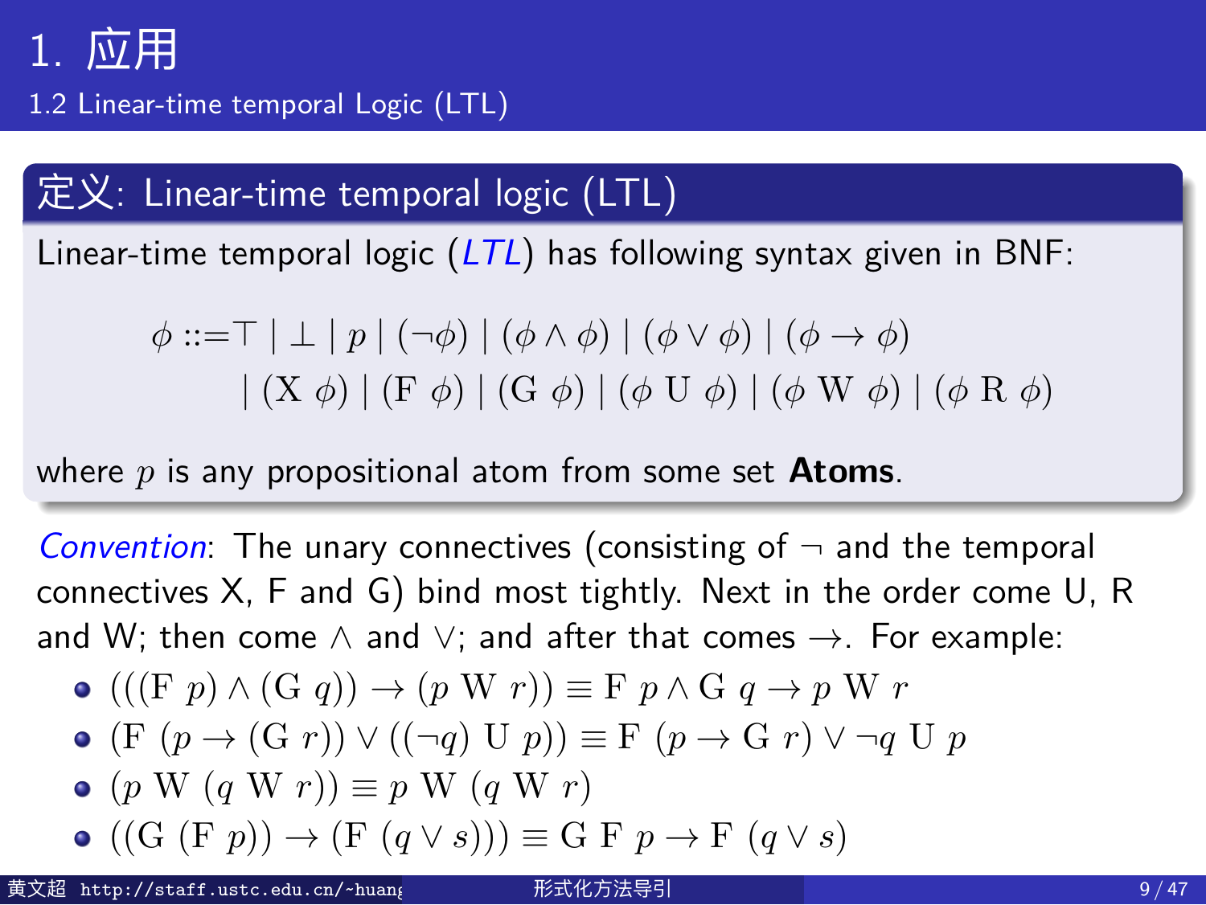# 1. 应用

## 1.2 Linear-time temporal Logic (LTL)

### 定义: Linear-time temporal logic (LTL)

Linear-time temporal logic (*LTL*) has following syntax given in BNF:

$$\begin{aligned}\phi ::= &\top \mid \bot \mid p \mid (\neg \phi) \mid (\phi \wedge \phi) \mid (\phi \vee \phi) \mid (\phi \rightarrow \phi) \\ &\mid (\mathrm{X}\ \phi) \mid (\mathrm{F}\ \phi) \mid (\mathrm{G}\ \phi) \mid (\phi\ \mathrm{U}\ \phi) \mid (\phi\ \mathrm{W}\ \phi) \mid (\phi\ \mathrm{R}\ \phi)\end{aligned}$$

where $p$ is any propositional atom from some set **Atoms**.

*Convention*: The unary connectives (consisting of $\neg$ and the temporal connectives X, F and G) bind most tightly. Next in the order come U, R and W; then come $\wedge$ and $\vee$; and after that comes $\rightarrow$. For example:

- $(((\mathrm{F}\ p) \wedge (\mathrm{G}\ q)) \rightarrow (p\ \mathrm{W}\ r)) \equiv \mathrm{F}\ p \wedge \mathrm{G}\ q \rightarrow p\ \mathrm{W}\ r$
- $(\mathrm{F}\ (p \rightarrow (\mathrm{G}\ r)) \vee ((\neg q)\ \mathrm{U}\ p)) \equiv \mathrm{F}\ (p \rightarrow \mathrm{G}\ r) \vee \neg q\ \mathrm{U}\ p$
- $(p\ \mathrm{W}\ (q\ \mathrm{W}\ r)) \equiv p\ \mathrm{W}\ (q\ \mathrm{W}\ r)$
- $((\mathrm{G}\ (\mathrm{F}\ p)) \rightarrow (\mathrm{F}\ (q \vee s))) \equiv \mathrm{G}\ \mathrm{F}\ p \rightarrow \mathrm{F}\ (q \vee s)$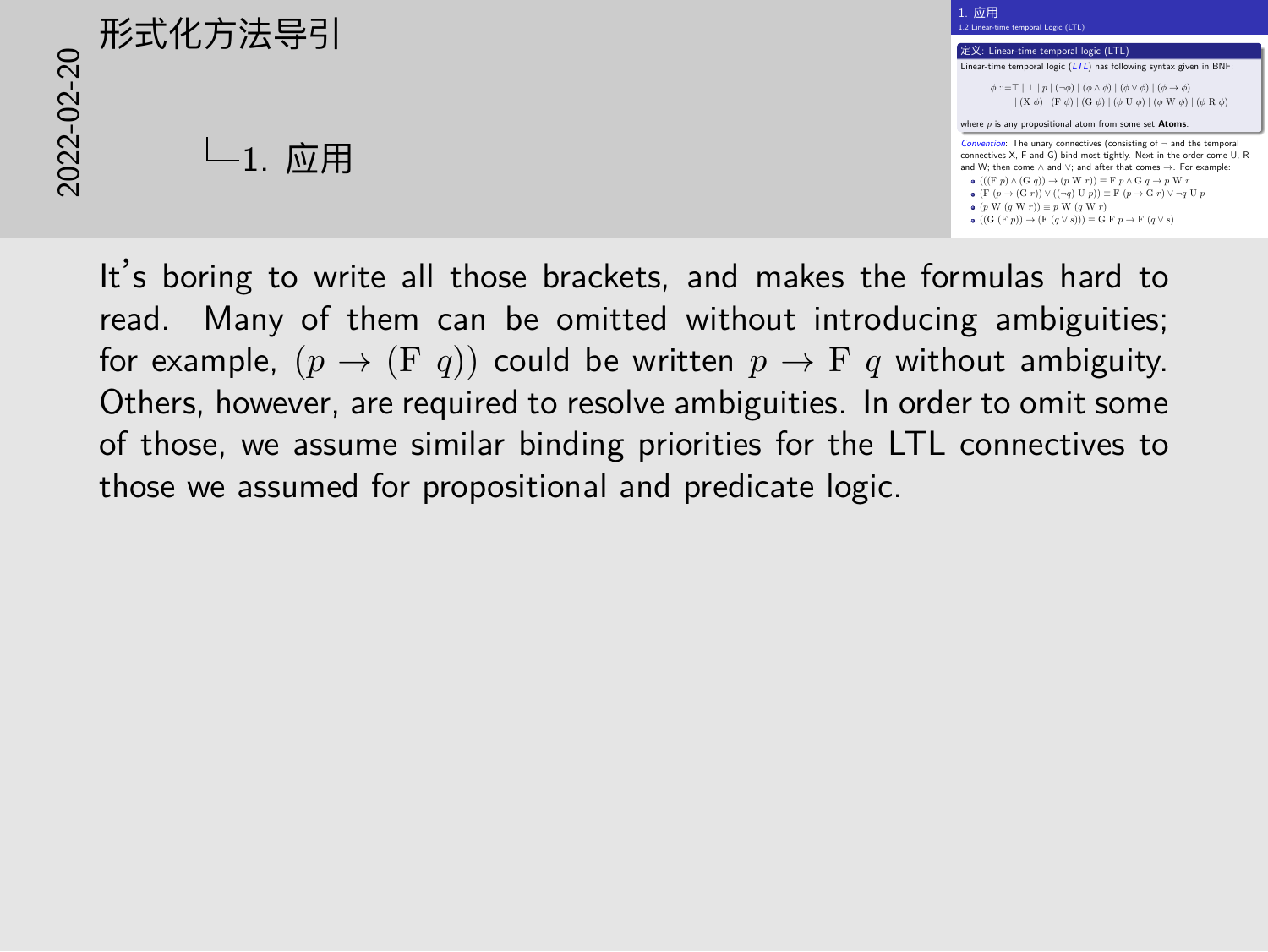# 形式化方法导引

## 1. 应用

### 1.2 Linear-time temporal Logic (LTL)

**定义: Linear-time temporal logic (LTL)**

Linear-time temporal logic (*LTL*) has following syntax given in BNF:

$$\phi ::= \top \mid \bot \mid p \mid (\neg\phi) \mid (\phi \wedge \phi) \mid (\phi \vee \phi) \mid (\phi \rightarrow \phi)$$
$$\mid (\mathrm{X}\ \phi) \mid (\mathrm{F}\ \phi) \mid (\mathrm{G}\ \phi) \mid (\phi\ \mathrm{U}\ \phi) \mid (\phi\ \mathrm{W}\ \phi) \mid (\phi\ \mathrm{R}\ \phi)$$

where $p$ is any propositional atom from some set **Atoms**.

*Convention*: The unary connectives (consisting of $\neg$ and the temporal connectives X, F and G) bind most tightly. Next in the order come U, R and W; then come $\wedge$ and $\vee$; and after that comes $\rightarrow$. For example:

- $(((\mathrm{F}\ p) \wedge (\mathrm{G}\ q)) \rightarrow (p\ \mathrm{W}\ r)) \equiv \mathrm{F}\ p \wedge \mathrm{G}\ q \rightarrow p\ \mathrm{W}\ r$
- $(\mathrm{F}\ (p \rightarrow (\mathrm{G}\ r)) \vee ((\neg q)\ \mathrm{U}\ p)) \equiv \mathrm{F}\ (p \rightarrow \mathrm{G}\ r) \vee \neg q\ \mathrm{U}\ p$
- $(p\ \mathrm{W}\ (q\ \mathrm{W}\ r)) \equiv p\ \mathrm{W}\ (q\ \mathrm{W}\ r)$
- $((\mathrm{G}\ (\mathrm{F}\ p)) \rightarrow (\mathrm{F}\ (q \vee s))) \equiv \mathrm{G}\ \mathrm{F}\ p \rightarrow \mathrm{F}\ (q \vee s)$

It's boring to write all those brackets, and makes the formulas hard to read. Many of them can be omitted without introducing ambiguities; for example, $(p \rightarrow (\mathrm{F}\ q))$ could be written $p \rightarrow \mathrm{F}\ q$ without ambiguity. Others, however, are required to resolve ambiguities. In order to omit some of those, we assume similar binding priorities for the LTL connectives to those we assumed for propositional and predicate logic.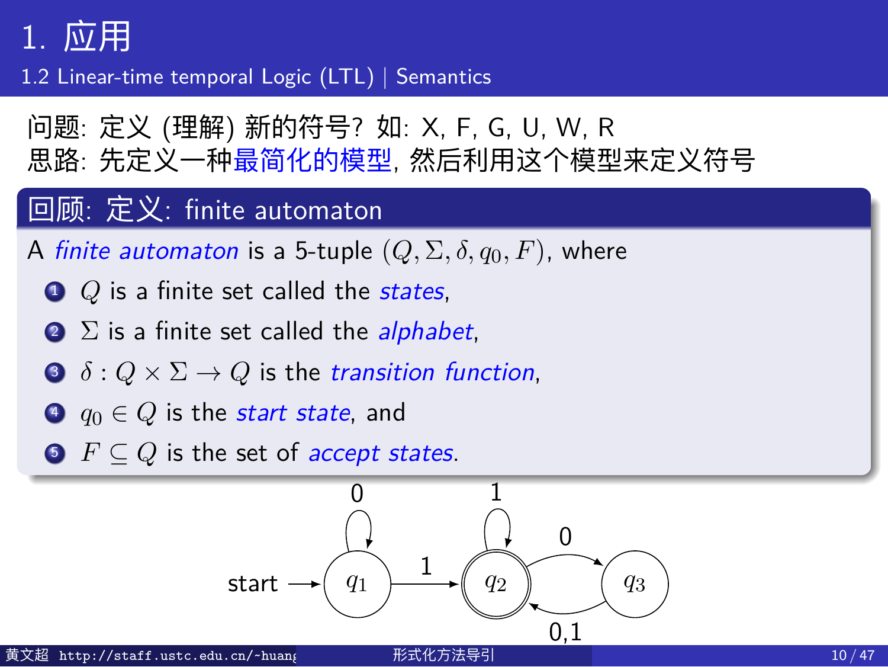# 1. 应用

## 1.2 Linear-time temporal Logic (LTL) | Semantics

问题: 定义 (理解) 新的符号? 如: X, F, G, U, W, R
思路: 先定义一种最简化的模型, 然后利用这个模型来定义符号

### 回顾: 定义: finite automaton

A *finite automaton* is a 5-tuple $(Q, \Sigma, \delta, q_0, F)$, where

1. $Q$ is a finite set called the *states*,
2. $\Sigma$ is a finite set called the *alphabet*,
3. $\delta : Q \times \Sigma \to Q$ is the *transition function*,
4. $q_0 \in Q$ is the *start state*, and
5. $F \subseteq Q$ is the set of *accept states*.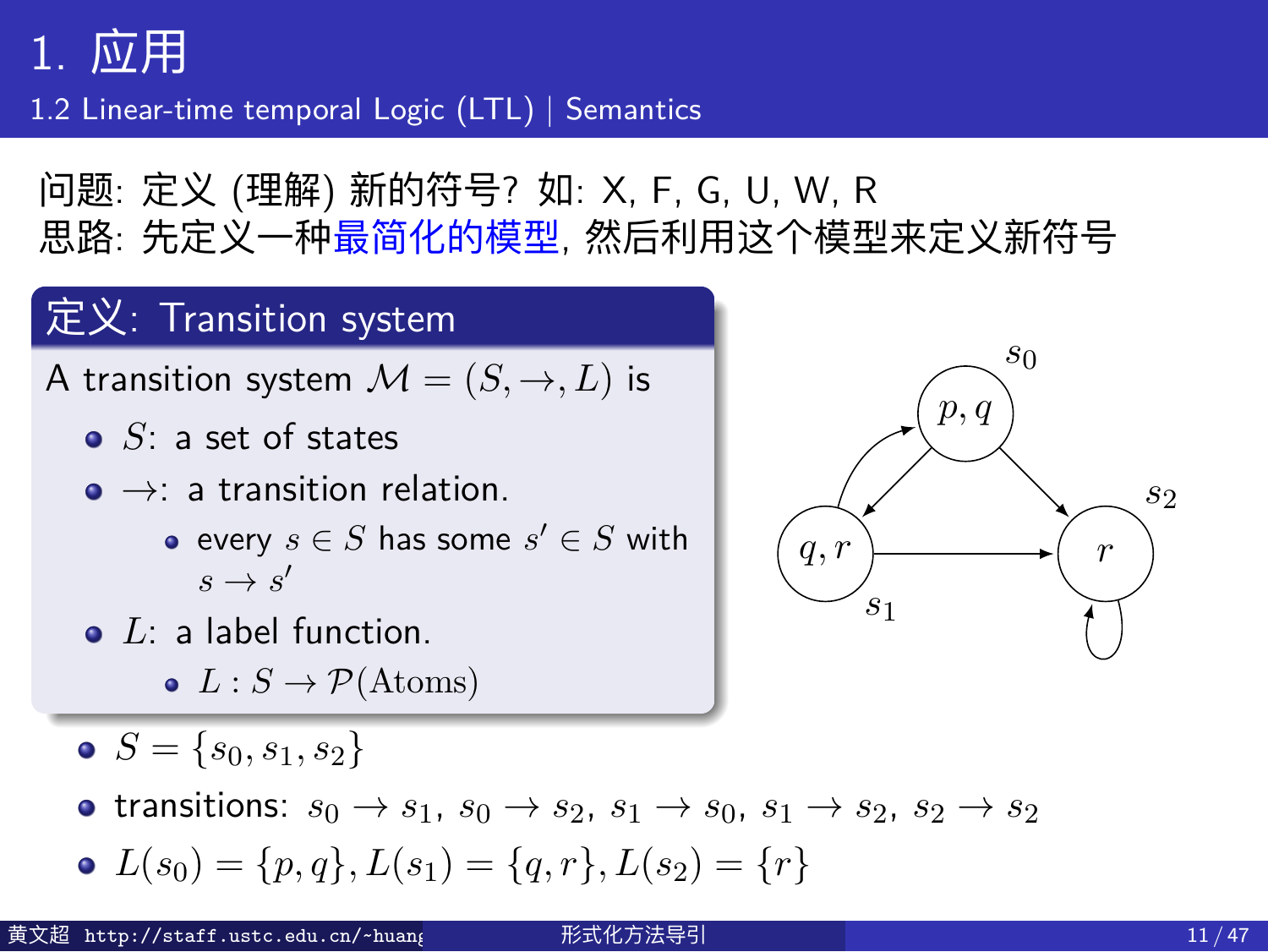# 1. 应用

## 1.2 Linear-time temporal Logic (LTL) | Semantics

问题: 定义 (理解) 新的符号? 如: X, F, G, U, W, R
思路: 先定义一种最简化的模型, 然后利用这个模型来定义新符号

**定义: Transition system**

A transition system $\mathcal{M} = (S, \rightarrow, L)$ is

- $S$: a set of states
- $\rightarrow$: a transition relation.
  - every $s \in S$ has some $s' \in S$ with $s \rightarrow s'$
- $L$: a label function.
  - $L : S \rightarrow \mathcal{P}(\text{Atoms})$

- $S = \{s_0, s_1, s_2\}$
- transitions: $s_0 \rightarrow s_1$, $s_0 \rightarrow s_2$, $s_1 \rightarrow s_0$, $s_1 \rightarrow s_2$, $s_2 \rightarrow s_2$
- $L(s_0) = \{p, q\}, L(s_1) = \{q, r\}, L(s_2) = \{r\}$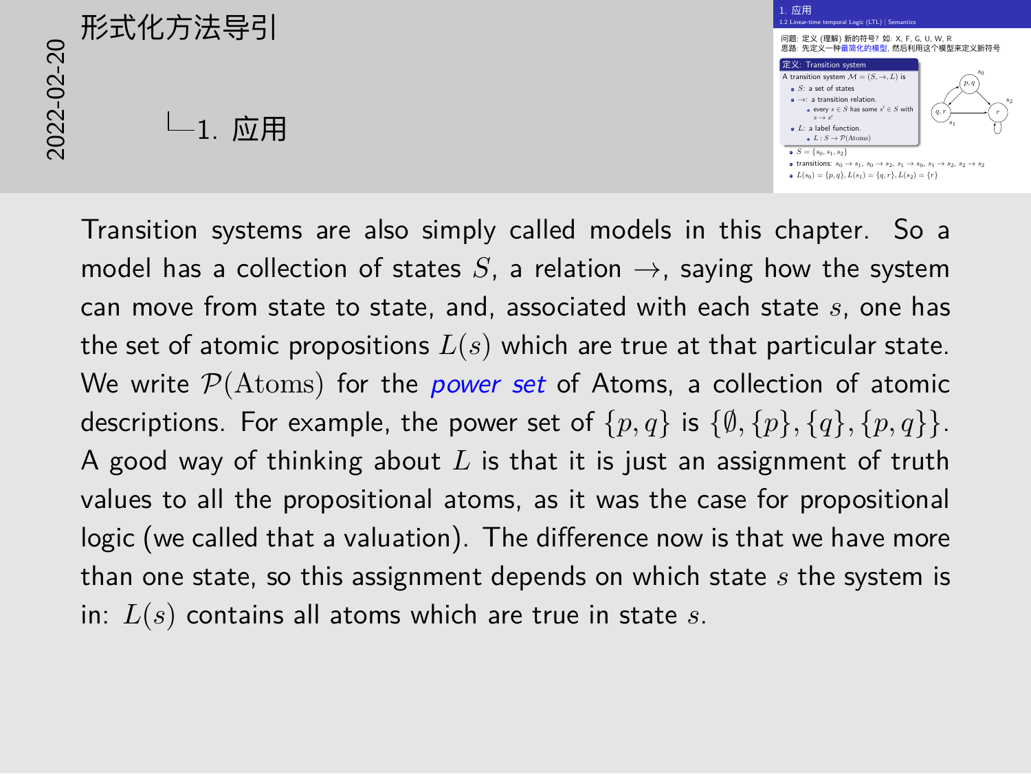# 形式化方法导引

2022-02-20

## 1. 应用

### 1. 应用

1.2 Linear-time temporal Logic (LTL) | Semantics

问题: 定义 (理解) 新的符号? 如: X, F, G, U, W, R
思路: 先定义一种最简化的模型, 然后利用这个模型来定义新符号

**定义: Transition system**

A transition system $\mathcal{M} = (S, \rightarrow, L)$ is

- $S$: a set of states
- $\rightarrow$: a transition relation.
  - every $s \in S$ has some $s' \in S$ with $s \rightarrow s'$
- $L$: a label function.
  - $L : S \rightarrow \mathcal{P}(\text{Atoms})$

- $S = \{s_0, s_1, s_2\}$
- transitions: $s_0 \rightarrow s_1$, $s_0 \rightarrow s_2$, $s_1 \rightarrow s_0$, $s_1 \rightarrow s_2$, $s_2 \rightarrow s_2$
- $L(s_0) = \{p, q\}, L(s_1) = \{q, r\}, L(s_2) = \{r\}$

Transition systems are also simply called models in this chapter. So a model has a collection of states $S$, a relation $\rightarrow$, saying how the system can move from state to state, and, associated with each state $s$, one has the set of atomic propositions $L(s)$ which are true at that particular state. We write $\mathcal{P}(\text{Atoms})$ for the *power set* of Atoms, a collection of atomic descriptions. For example, the power set of $\{p, q\}$ is $\{\emptyset, \{p\}, \{q\}, \{p, q\}\}$. A good way of thinking about $L$ is that it is just an assignment of truth values to all the propositional atoms, as it was the case for propositional logic (we called that a valuation). The difference now is that we have more than one state, so this assignment depends on which state $s$ the system is in: $L(s)$ contains all atoms which are true in state $s$.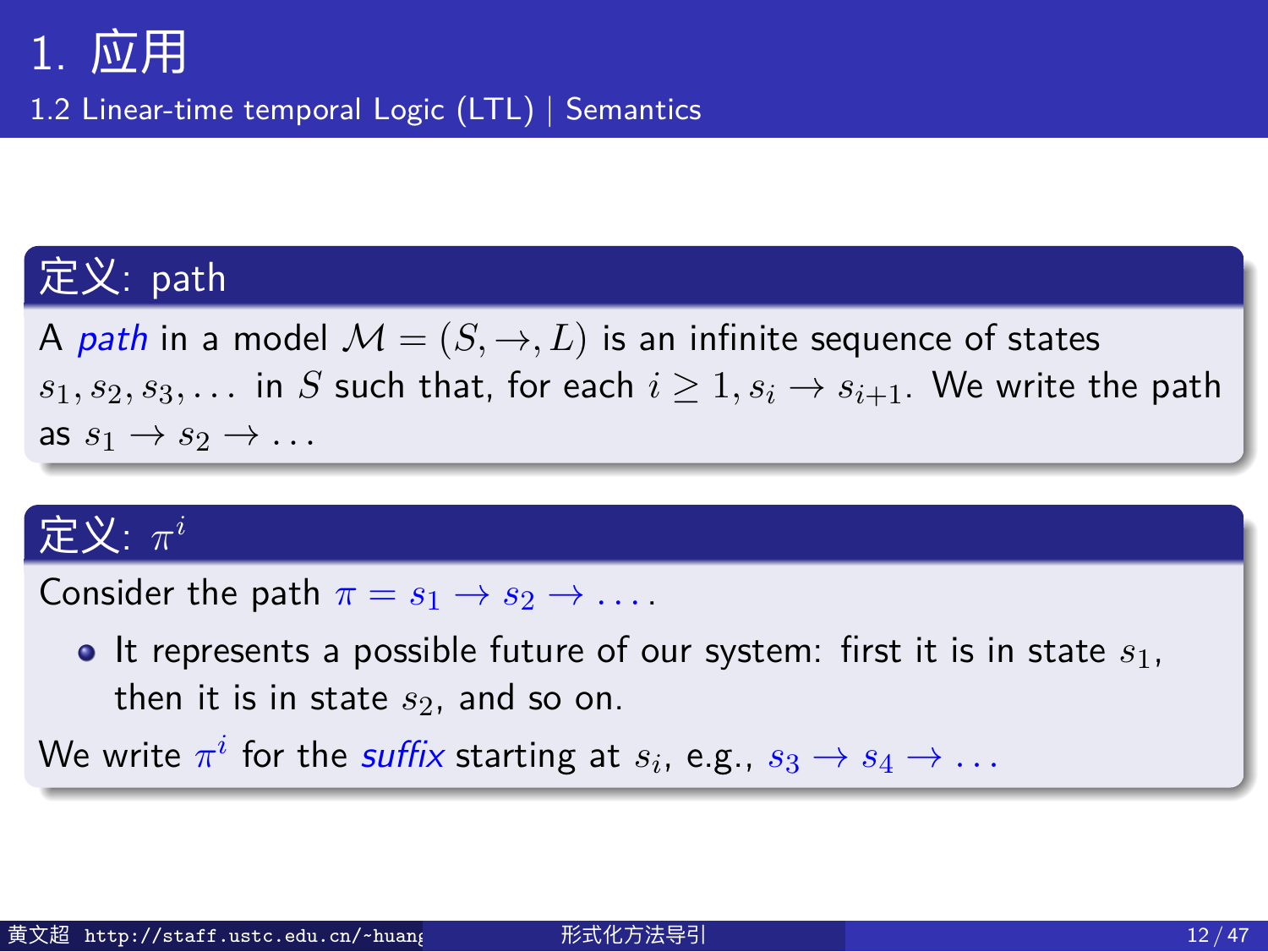# 1. 应用

## 1.2 Linear-time temporal Logic (LTL) | Semantics

### 定义: path

A *path* in a model $\mathcal{M} = (S, \rightarrow, L)$ is an infinite sequence of states $s_1, s_2, s_3, \ldots$ in $S$ such that, for each $i \geq 1$, $s_i \rightarrow s_{i+1}$. We write the path as $s_1 \rightarrow s_2 \rightarrow \ldots$

### 定义: $\pi^i$

Consider the path $\pi = s_1 \rightarrow s_2 \rightarrow \ldots$.

- It represents a possible future of our system: first it is in state $s_1$, then it is in state $s_2$, and so on.

We write $\pi^i$ for the *suffix* starting at $s_i$, e.g., $s_3 \rightarrow s_4 \rightarrow \ldots$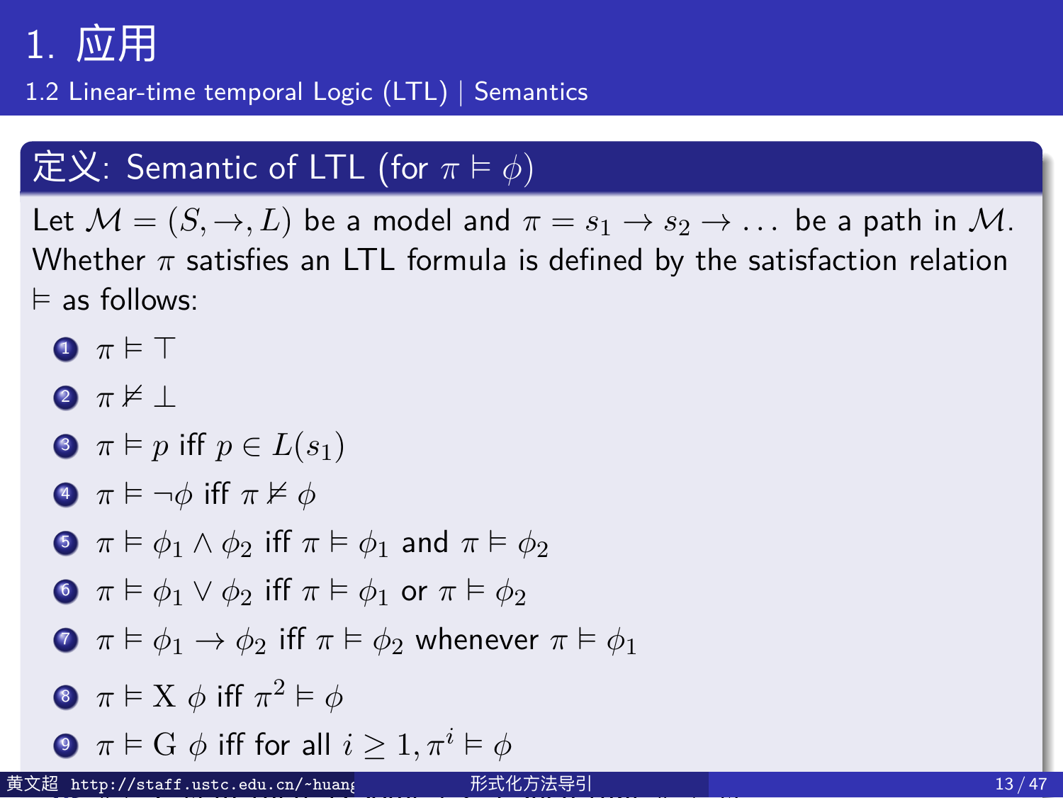# 1. 应用

## 1.2 Linear-time temporal Logic (LTL) | Semantics

### 定义: Semantic of LTL (for $\pi \vDash \phi$)

Let $\mathcal{M} = (S, \rightarrow, L)$ be a model and $\pi = s_1 \rightarrow s_2 \rightarrow \ldots$ be a path in $\mathcal{M}$. Whether $\pi$ satisfies an LTL formula is defined by the satisfaction relation $\vDash$ as follows:

1. $\pi \vDash \top$
2. $\pi \nvDash \bot$
3. $\pi \vDash p$ iff $p \in L(s_1)$
4. $\pi \vDash \neg\phi$ iff $\pi \nvDash \phi$
5. $\pi \vDash \phi_1 \wedge \phi_2$ iff $\pi \vDash \phi_1$ and $\pi \vDash \phi_2$
6. $\pi \vDash \phi_1 \vee \phi_2$ iff $\pi \vDash \phi_1$ or $\pi \vDash \phi_2$
7. $\pi \vDash \phi_1 \rightarrow \phi_2$ iff $\pi \vDash \phi_2$ whenever $\pi \vDash \phi_1$
8. $\pi \vDash \mathrm{X}\ \phi$ iff $\pi^2 \vDash \phi$
9. $\pi \vDash \mathrm{G}\ \phi$ iff for all $i \geq 1, \pi^i \vDash \phi$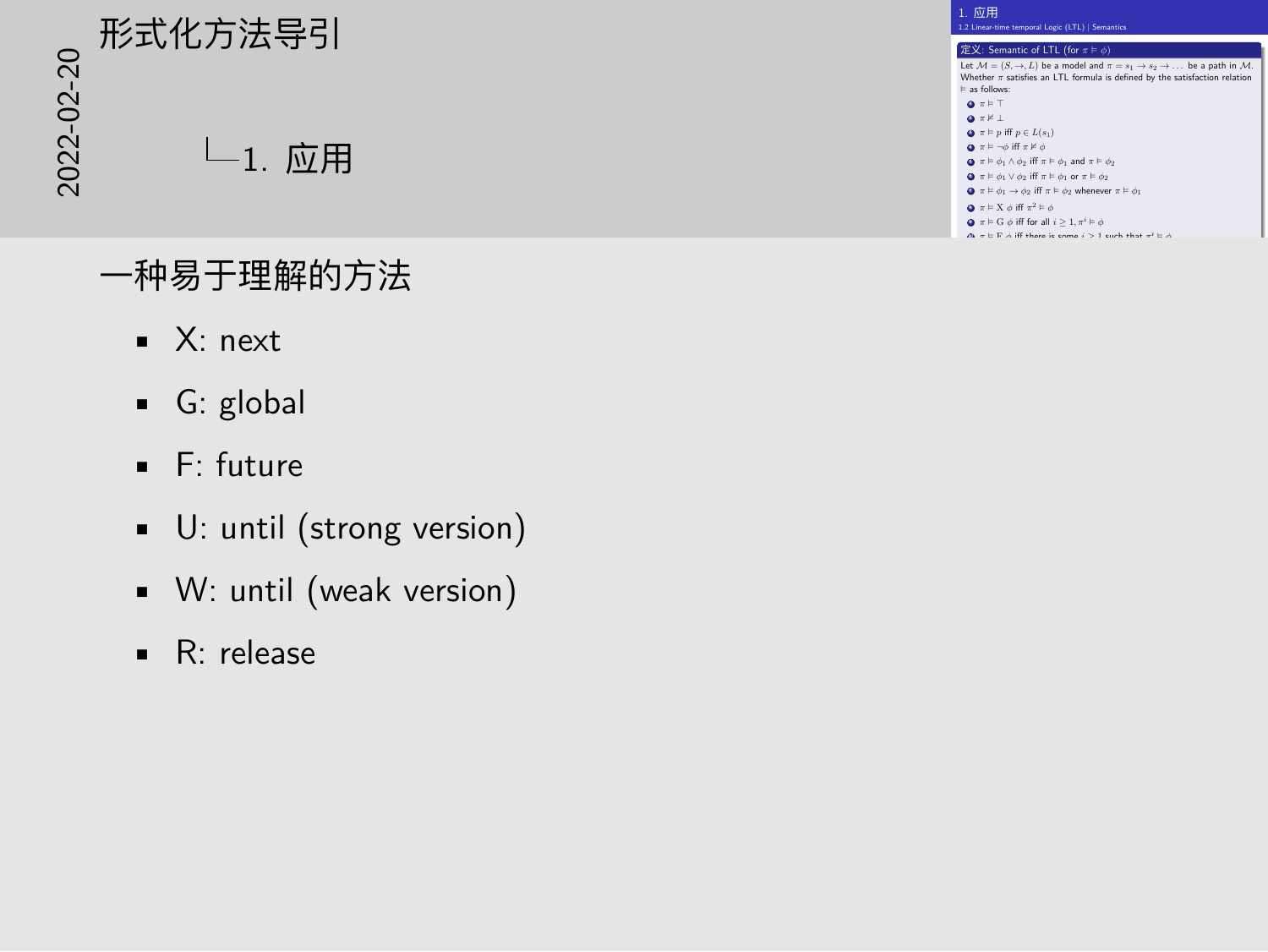# 形式化方法导引

## 1. 应用

**定义: Semantic of LTL (for $\pi \vDash \phi$)**

Let $\mathcal{M} = (S, \to, L)$ be a model and $\pi = s_1 \to s_2 \to \dots$ be a path in $\mathcal{M}$. Whether $\pi$ satisfies an LTL formula is defined by the satisfaction relation $\vDash$ as follows:

1. $\pi \vDash \top$
2. $\pi \nvDash \bot$
3. $\pi \vDash p$ iff $p \in L(s_1)$
4. $\pi \vDash \neg\phi$ iff $\pi \nvDash \phi$
5. $\pi \vDash \phi_1 \wedge \phi_2$ iff $\pi \vDash \phi_1$ and $\pi \vDash \phi_2$
6. $\pi \vDash \phi_1 \vee \phi_2$ iff $\pi \vDash \phi_1$ or $\pi \vDash \phi_2$
7. $\pi \vDash \phi_1 \to \phi_2$ iff $\pi \vDash \phi_2$ whenever $\pi \vDash \phi_1$
8. $\pi \vDash \mathrm{X}\ \phi$ iff $\pi^2 \vDash \phi$
9. $\pi \vDash \mathrm{G}\ \phi$ iff for all $i \geq 1, \pi^i \vDash \phi$
10. $\pi \vDash \mathrm{F}\ \phi$ iff there is some $i \geq 1$ such that $\pi^i \vDash \phi$

一种易于理解的方法

- X: next
- G: global
- F: future
- U: until (strong version)
- W: until (weak version)
- R: release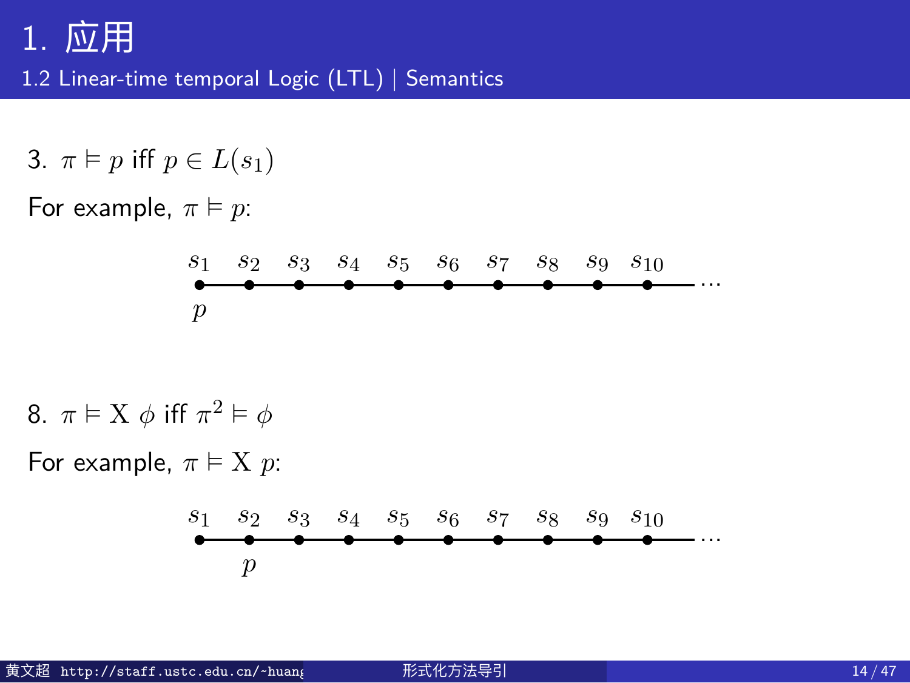# 1. 应用

## 1.2 Linear-time temporal Logic (LTL) | Semantics

3. $\pi \vDash p$ iff $p \in L(s_1)$

For example, $\pi \vDash p$:

$s_1$ $s_2$ $s_3$ $s_4$ $s_5$ $s_6$ $s_7$ $s_8$ $s_9$ $s_{10}$ ...

$p$ (at $s_1$)

8. $\pi \vDash \mathrm{X}\ \phi$ iff $\pi^2 \vDash \phi$

For example, $\pi \vDash \mathrm{X}\ p$:

$s_1$ $s_2$ $s_3$ $s_4$ $s_5$ $s_6$ $s_7$ $s_8$ $s_9$ $s_{10}$ ...

$p$ (at $s_2$)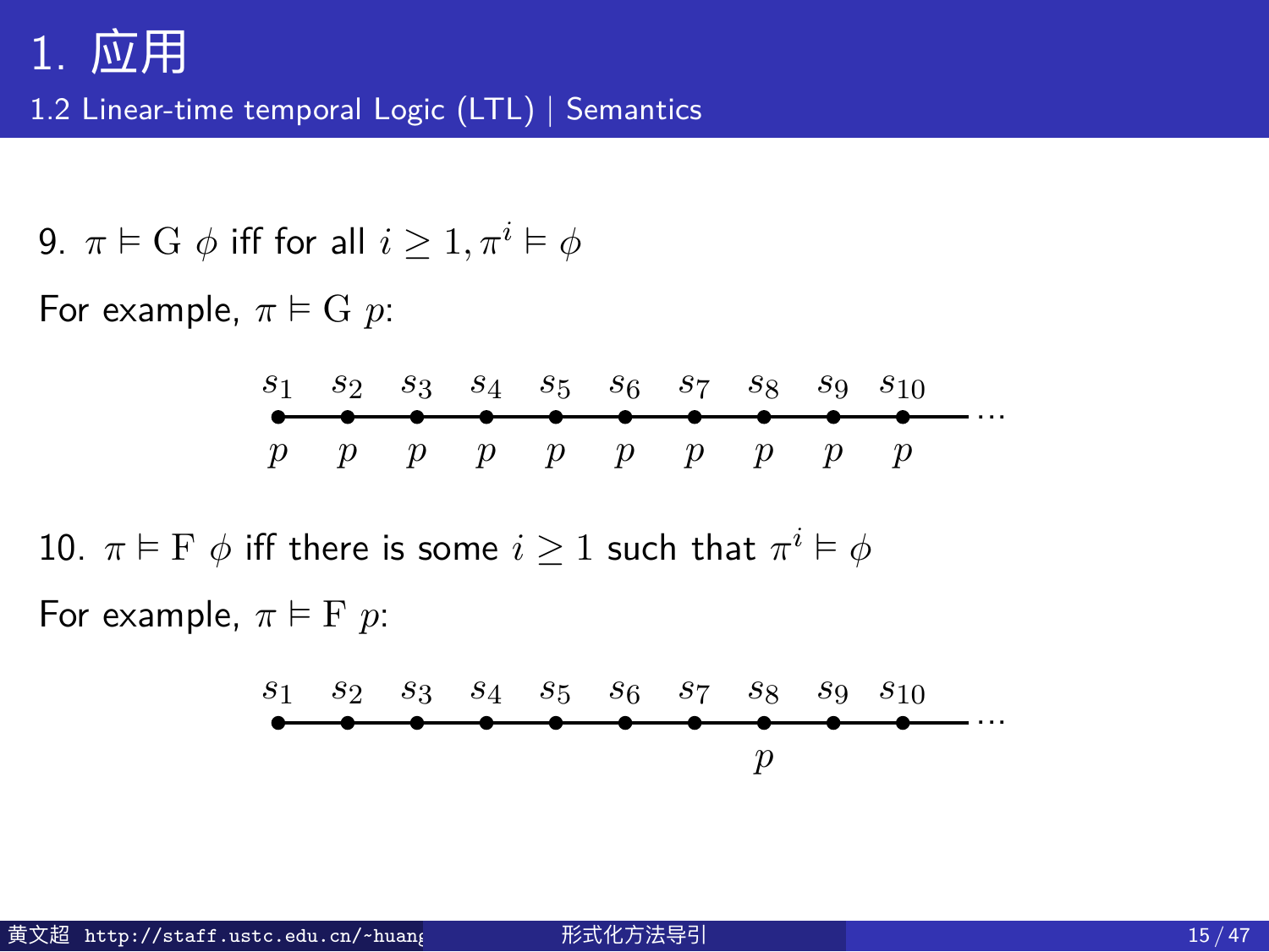# 1. 应用

## 1.2 Linear-time temporal Logic (LTL) | Semantics

9. $\pi \vDash \mathrm{G}\ \phi$ iff for all $i \geq 1, \pi^i \vDash \phi$

For example, $\pi \vDash \mathrm{G}\ p$:

$$
\begin{array}{cccccccccccc}
s_1 & s_2 & s_3 & s_4 & s_5 & s_6 & s_7 & s_8 & s_9 & s_{10} & \cdots \\
p & p & p & p & p & p & p & p & p & p &
\end{array}
$$

10. $\pi \vDash \mathrm{F}\ \phi$ iff there is some $i \geq 1$ such that $\pi^i \vDash \phi$

For example, $\pi \vDash \mathrm{F}\ p$:

$$
\begin{array}{cccccccccccc}
s_1 & s_2 & s_3 & s_4 & s_5 & s_6 & s_7 & s_8 & s_9 & s_{10} & \cdots \\
 & & & & & & & p & & &
\end{array}
$$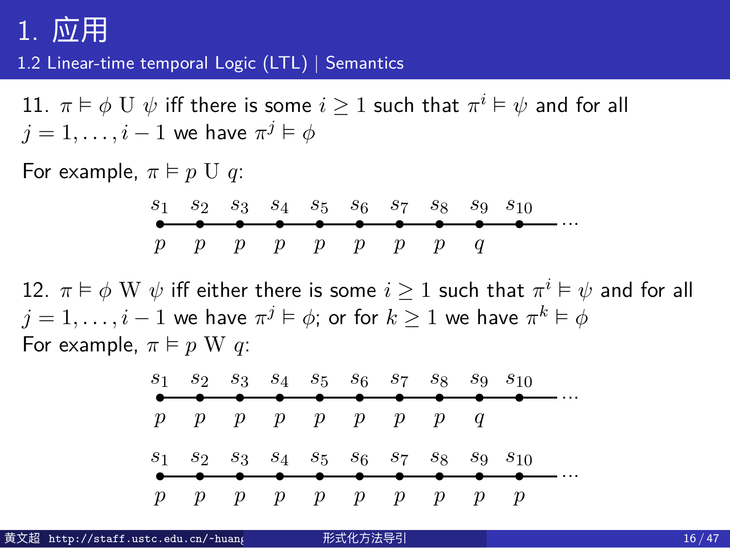# 1. 应用

## 1.2 Linear-time temporal Logic (LTL) | Semantics

11. $\pi \vDash \phi \ \mathrm{U} \ \psi$ iff there is some $i \geq 1$ such that $\pi^i \vDash \psi$ and for all $j = 1, \ldots, i-1$ we have $\pi^j \vDash \phi$

For example, $\pi \vDash p \ \mathrm{U} \ q$:

| $s_1$ | $s_2$ | $s_3$ | $s_4$ | $s_5$ | $s_6$ | $s_7$ | $s_8$ | $s_9$ | $s_{10}$ | ... |
|---|---|---|---|---|---|---|---|---|---|---|
| $p$ | $p$ | $p$ | $p$ | $p$ | $p$ | $p$ | $p$ | $q$ | | |

12. $\pi \vDash \phi \ \mathrm{W} \ \psi$ iff either there is some $i \geq 1$ such that $\pi^i \vDash \psi$ and for all $j = 1, \ldots, i-1$ we have $\pi^j \vDash \phi$; or for $k \geq 1$ we have $\pi^k \vDash \phi$

For example, $\pi \vDash p \ \mathrm{W} \ q$:

| $s_1$ | $s_2$ | $s_3$ | $s_4$ | $s_5$ | $s_6$ | $s_7$ | $s_8$ | $s_9$ | $s_{10}$ | ... |
|---|---|---|---|---|---|---|---|---|---|---|
| $p$ | $p$ | $p$ | $p$ | $p$ | $p$ | $p$ | $p$ | $q$ | | |

| $s_1$ | $s_2$ | $s_3$ | $s_4$ | $s_5$ | $s_6$ | $s_7$ | $s_8$ | $s_9$ | $s_{10}$ | ... |
|---|---|---|---|---|---|---|---|---|---|---|
| $p$ | $p$ | $p$ | $p$ | $p$ | $p$ | $p$ | $p$ | $p$ | $p$ | |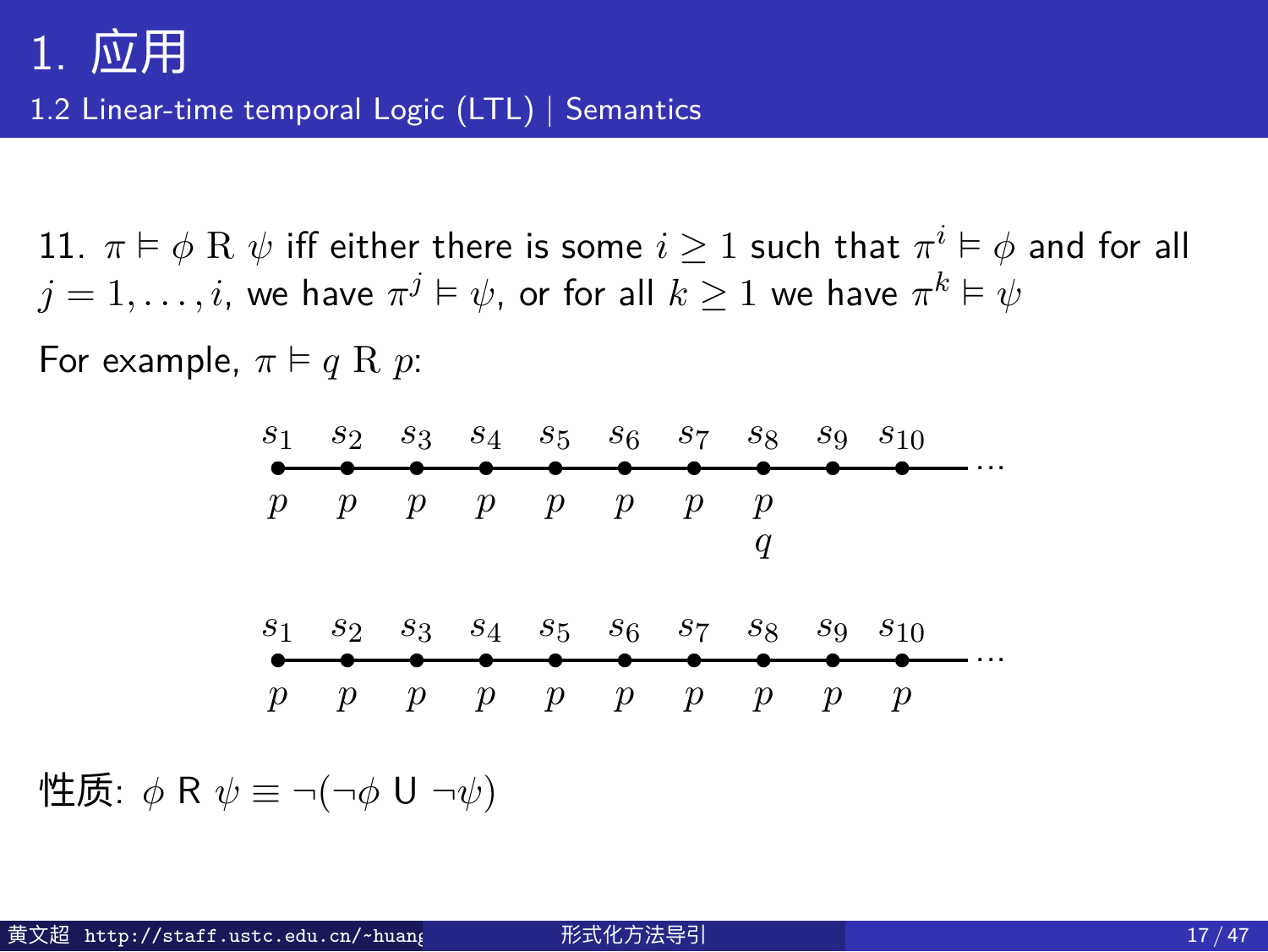# 1. 应用

## 1.2 Linear-time temporal Logic (LTL) | Semantics

11. $\pi \vDash \phi \ \mathrm{R} \ \psi$ iff either there is some $i \geq 1$ such that $\pi^i \vDash \phi$ and for all $j = 1, \ldots, i$, we have $\pi^j \vDash \psi$, or for all $k \geq 1$ we have $\pi^k \vDash \psi$

For example, $\pi \vDash q \ \mathrm{R} \ p$:

$s_1$ $s_2$ $s_3$ $s_4$ $s_5$ $s_6$ $s_7$ $s_8$ $s_9$ $s_{10}$ ...

$p$ $p$ $p$ $p$ $p$ $p$ $p$ $p, q$

$s_1$ $s_2$ $s_3$ $s_4$ $s_5$ $s_6$ $s_7$ $s_8$ $s_9$ $s_{10}$ ...

$p$ $p$ $p$ $p$ $p$ $p$ $p$ $p$ $p$ $p$

性质: $\phi \ \mathsf{R} \ \psi \equiv \neg(\neg\phi \ \mathsf{U} \ \neg\psi)$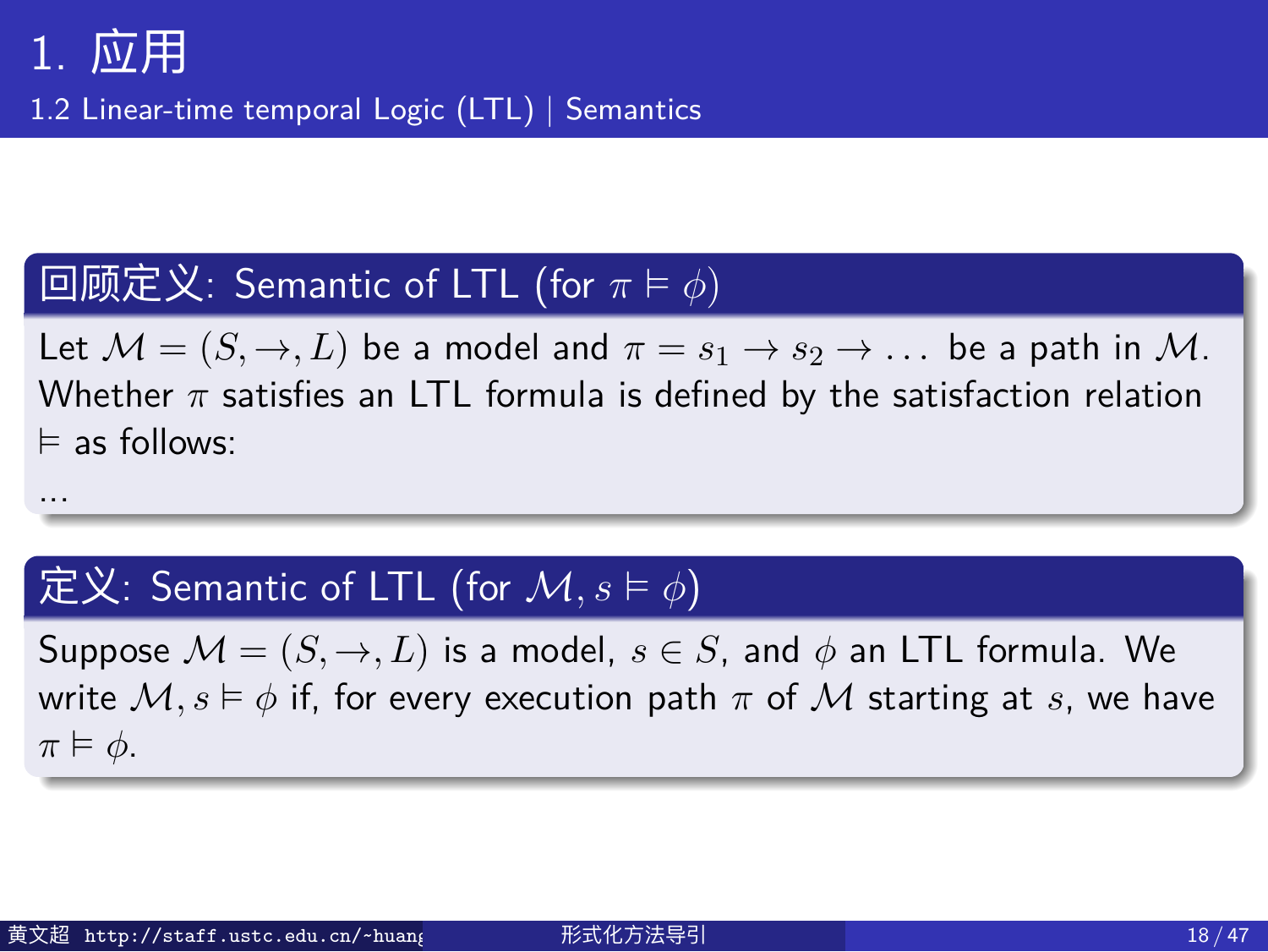# 1. 应用

## 1.2 Linear-time temporal Logic (LTL) | Semantics

### 回顾定义: Semantic of LTL (for $\pi \vDash \phi$)

Let $\mathcal{M} = (S, \rightarrow, L)$ be a model and $\pi = s_1 \rightarrow s_2 \rightarrow \ldots$ be a path in $\mathcal{M}$. Whether $\pi$ satisfies an LTL formula is defined by the satisfaction relation $\vDash$ as follows:

...

### 定义: Semantic of LTL (for $\mathcal{M}, s \vDash \phi$)

Suppose $\mathcal{M} = (S, \rightarrow, L)$ is a model, $s \in S$, and $\phi$ an LTL formula. We write $\mathcal{M}, s \vDash \phi$ if, for every execution path $\pi$ of $\mathcal{M}$ starting at $s$, we have $\pi \vDash \phi$.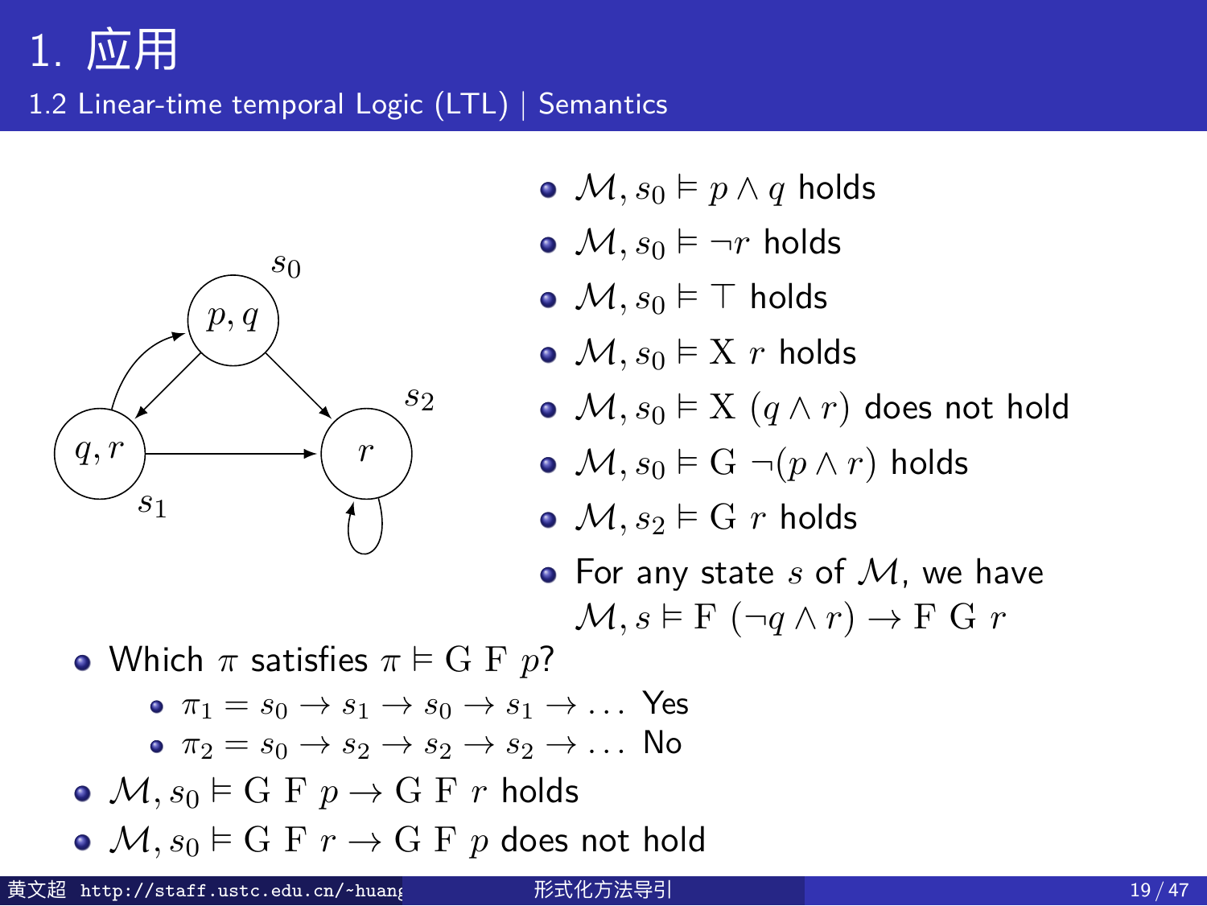# 1. 应用

## 1.2 Linear-time temporal Logic (LTL) | Semantics

- $\mathcal{M}, s_0 \vDash p \wedge q$ holds
- $\mathcal{M}, s_0 \vDash \neg r$ holds
- $\mathcal{M}, s_0 \vDash \top$ holds
- $\mathcal{M}, s_0 \vDash \mathrm{X}\ r$ holds
- $\mathcal{M}, s_0 \vDash \mathrm{X}\ (q \wedge r)$ does not hold
- $\mathcal{M}, s_0 \vDash \mathrm{G}\ \neg(p \wedge r)$ holds
- $\mathcal{M}, s_2 \vDash \mathrm{G}\ r$ holds
- For any state $s$ of $\mathcal{M}$, we have $\mathcal{M}, s \vDash \mathrm{F}\ (\neg q \wedge r) \rightarrow \mathrm{F}\ \mathrm{G}\ r$

- Which $\pi$ satisfies $\pi \vDash \mathrm{G}\ \mathrm{F}\ p$?
  - $\pi_1 = s_0 \rightarrow s_1 \rightarrow s_0 \rightarrow s_1 \rightarrow \ldots$ Yes
  - $\pi_2 = s_0 \rightarrow s_2 \rightarrow s_2 \rightarrow s_2 \rightarrow \ldots$ No
- $\mathcal{M}, s_0 \vDash \mathrm{G}\ \mathrm{F}\ p \rightarrow \mathrm{G}\ \mathrm{F}\ r$ holds
- $\mathcal{M}, s_0 \vDash \mathrm{G}\ \mathrm{F}\ r \rightarrow \mathrm{G}\ \mathrm{F}\ p$ does not hold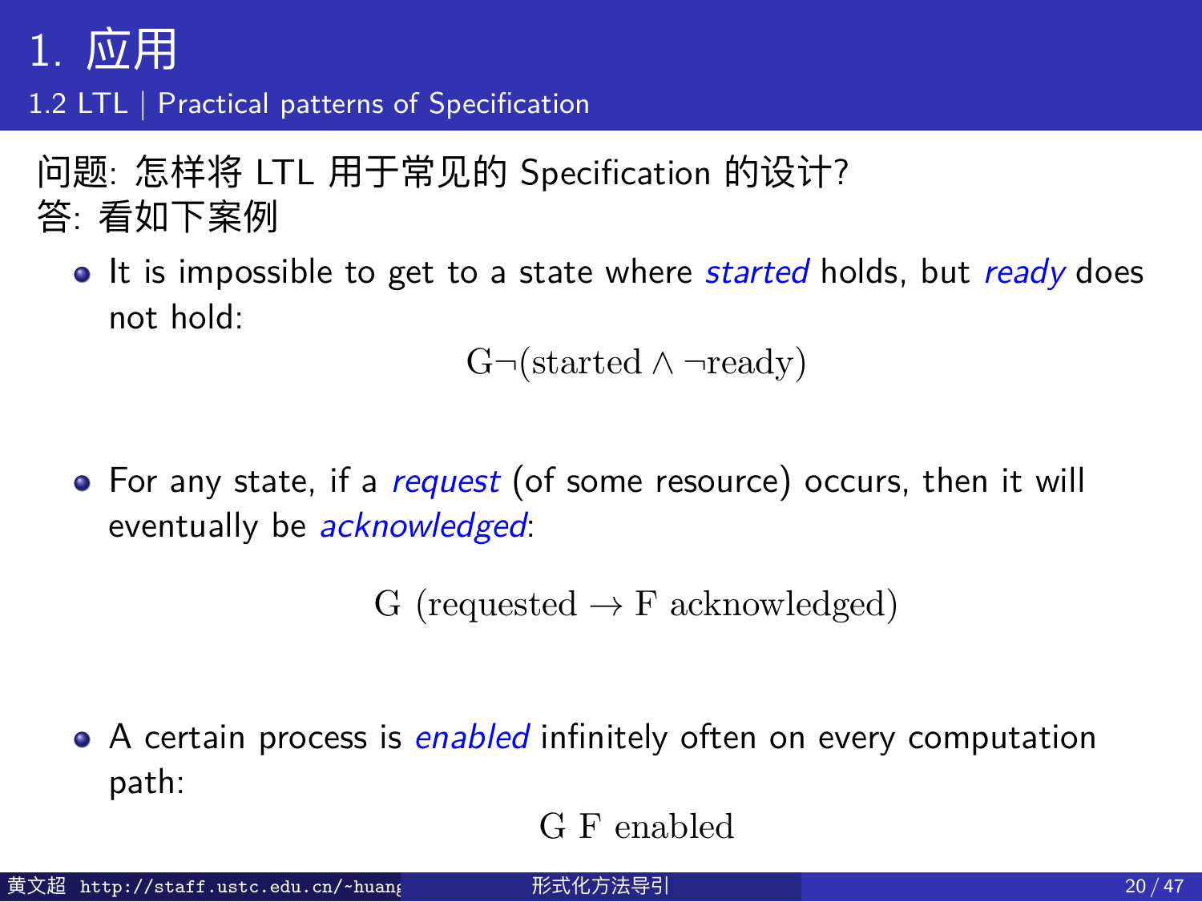# 1. 应用

## 1.2 LTL | Practical patterns of Specification

问题: 怎样将 LTL 用于常见的 Specification 的设计?
答: 看如下案例

- It is impossible to get to a state where *started* holds, but *ready* does not hold:

$$\mathrm{G}\neg(\text{started} \wedge \neg\text{ready})$$

- For any state, if a *request* (of some resource) occurs, then it will eventually be *acknowledged*:

$$\mathrm{G}\ (\text{requested} \rightarrow \mathrm{F}\ \text{acknowledged})$$

- A certain process is *enabled* infinitely often on every computation path:

$$\mathrm{G}\ \mathrm{F}\ \text{enabled}$$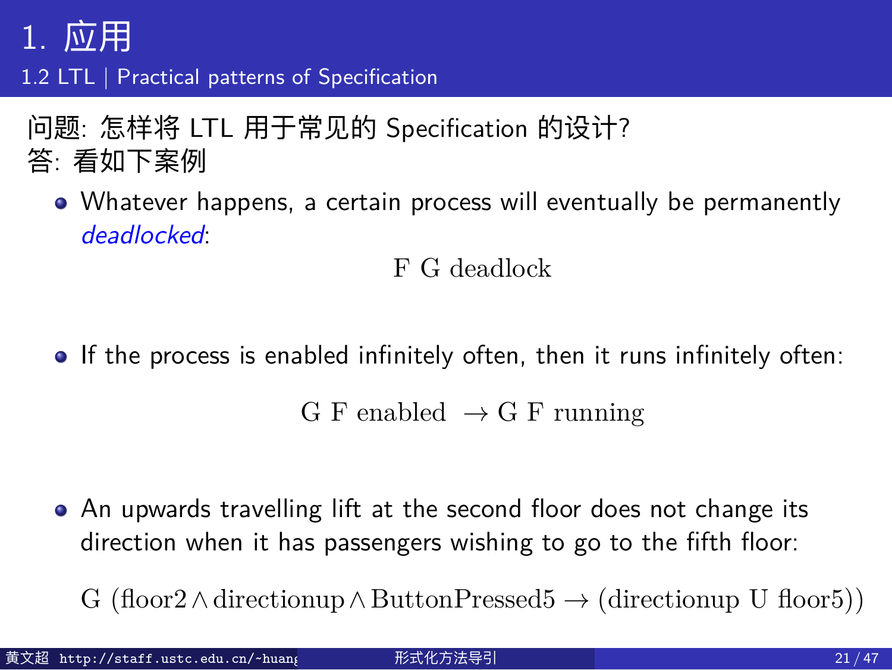# 1. 应用

## 1.2 LTL | Practical patterns of Specification

问题: 怎样将 LTL 用于常见的 Specification 的设计?
答: 看如下案例

- Whatever happens, a certain process will eventually be permanently *deadlocked*:

$$\text{F G deadlock}$$

- If the process is enabled infinitely often, then it runs infinitely often:

$$\text{G F enabled} \rightarrow \text{G F running}$$

- An upwards travelling lift at the second floor does not change its direction when it has passengers wishing to go to the fifth floor:

$$\text{G } (\text{floor2} \wedge \text{directionup} \wedge \text{ButtonPressed5} \rightarrow (\text{directionup U floor5}))$$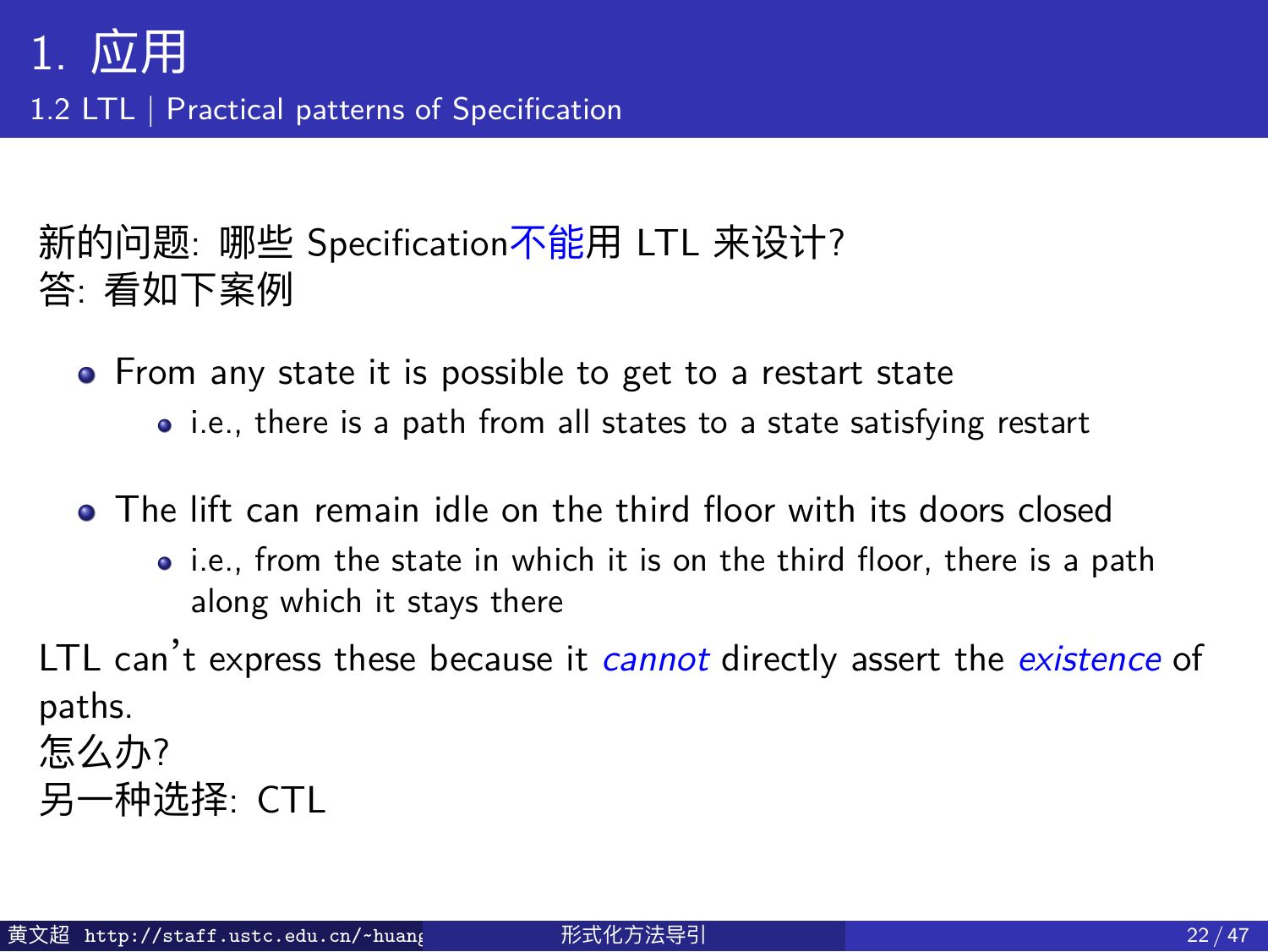# 1. 应用

## 1.2 LTL | Practical patterns of Specification

新的问题: 哪些 Specification不能用 LTL 来设计?
答: 看如下案例

- From any state it is possible to get to a restart state
  - i.e., there is a path from all states to a state satisfying restart
- The lift can remain idle on the third floor with its doors closed
  - i.e., from the state in which it is on the third floor, there is a path along which it stays there

LTL can't express these because it *cannot* directly assert the *existence* of paths.
怎么办?
另一种选择: CTL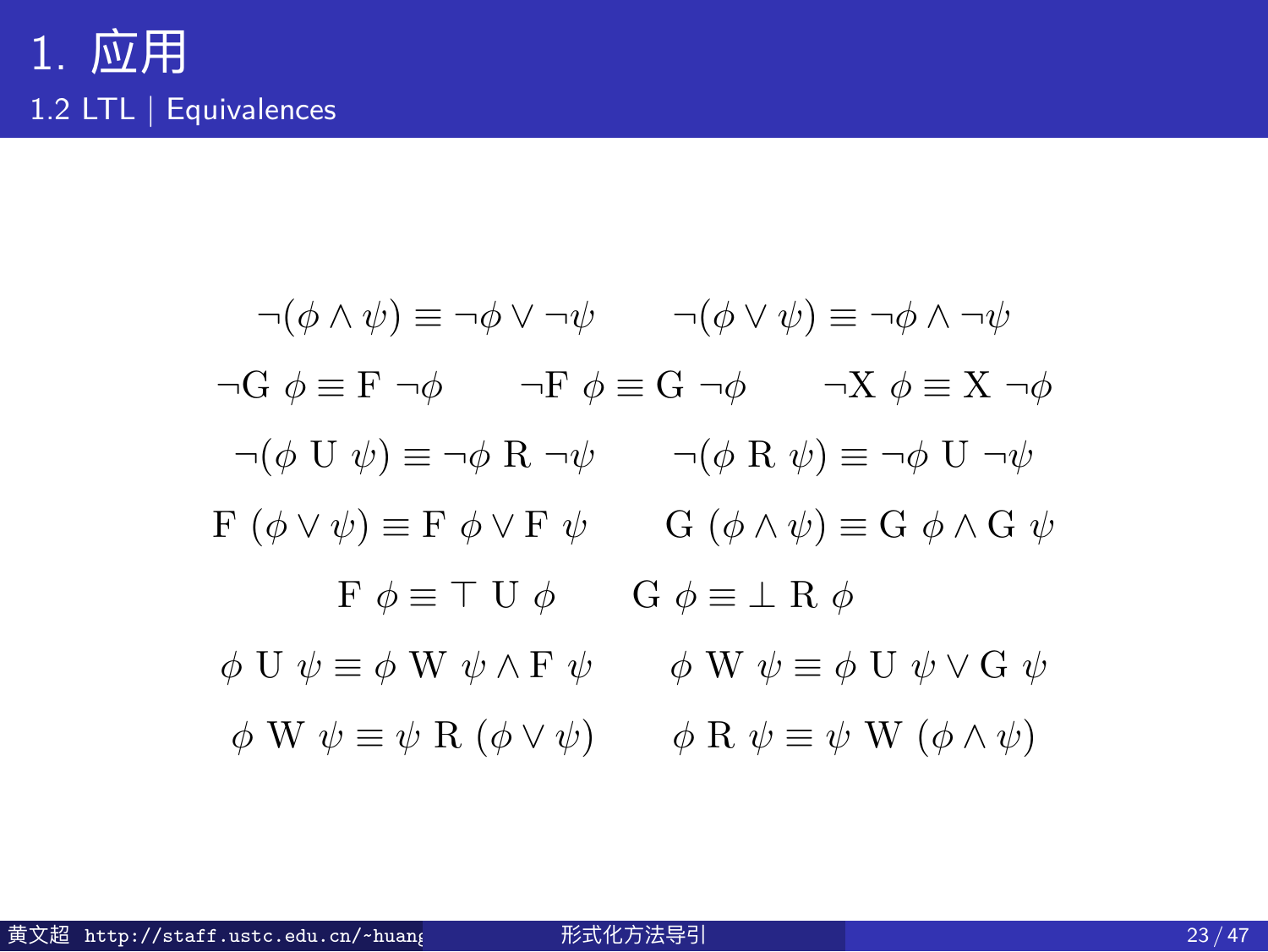# 1. 应用

## 1.2 LTL | Equivalences

$$\neg(\phi \wedge \psi) \equiv \neg\phi \vee \neg\psi \qquad \neg(\phi \vee \psi) \equiv \neg\phi \wedge \neg\psi$$

$$\neg \mathrm{G}\ \phi \equiv \mathrm{F}\ \neg\phi \qquad \neg \mathrm{F}\ \phi \equiv \mathrm{G}\ \neg\phi \qquad \neg \mathrm{X}\ \phi \equiv \mathrm{X}\ \neg\phi$$

$$\neg(\phi\ \mathrm{U}\ \psi) \equiv \neg\phi\ \mathrm{R}\ \neg\psi \qquad \neg(\phi\ \mathrm{R}\ \psi) \equiv \neg\phi\ \mathrm{U}\ \neg\psi$$

$$\mathrm{F}\ (\phi \vee \psi) \equiv \mathrm{F}\ \phi \vee \mathrm{F}\ \psi \qquad \mathrm{G}\ (\phi \wedge \psi) \equiv \mathrm{G}\ \phi \wedge \mathrm{G}\ \psi$$

$$\mathrm{F}\ \phi \equiv \top\ \mathrm{U}\ \phi \qquad \mathrm{G}\ \phi \equiv \bot\ \mathrm{R}\ \phi$$

$$\phi\ \mathrm{U}\ \psi \equiv \phi\ \mathrm{W}\ \psi \wedge \mathrm{F}\ \psi \qquad \phi\ \mathrm{W}\ \psi \equiv \phi\ \mathrm{U}\ \psi \vee \mathrm{G}\ \psi$$

$$\phi\ \mathrm{W}\ \psi \equiv \psi\ \mathrm{R}\ (\phi \vee \psi) \qquad \phi\ \mathrm{R}\ \psi \equiv \psi\ \mathrm{W}\ (\phi \wedge \psi)$$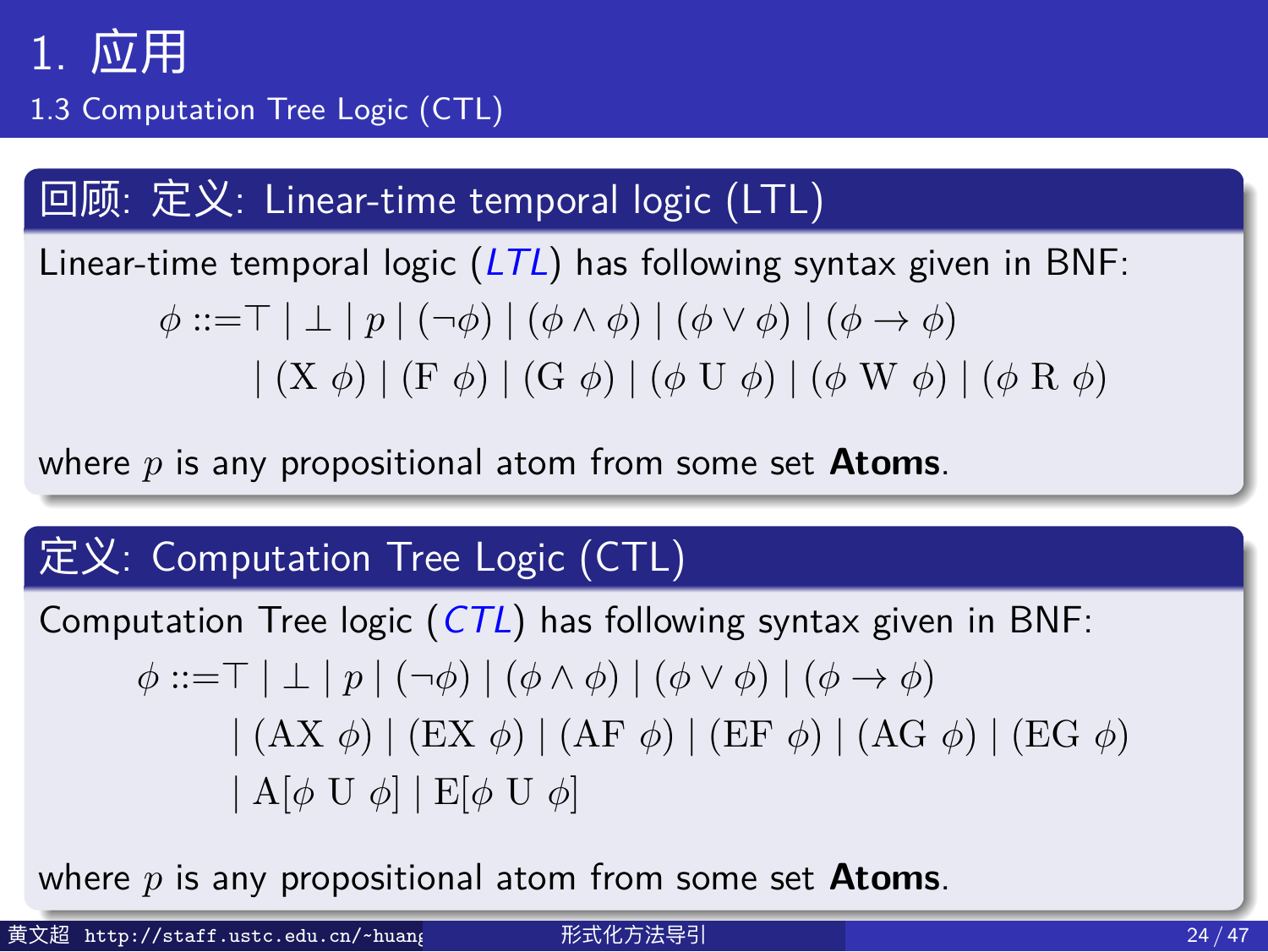# 1. 应用

## 1.3 Computation Tree Logic (CTL)

### 回顾: 定义: Linear-time temporal logic (LTL)

Linear-time temporal logic (*LTL*) has following syntax given in BNF:

$$
\begin{aligned}
\phi ::= & \top \mid \bot \mid p \mid (\neg\phi) \mid (\phi \wedge \phi) \mid (\phi \vee \phi) \mid (\phi \rightarrow \phi) \\
& \mid (\mathrm{X}\ \phi) \mid (\mathrm{F}\ \phi) \mid (\mathrm{G}\ \phi) \mid (\phi\ \mathrm{U}\ \phi) \mid (\phi\ \mathrm{W}\ \phi) \mid (\phi\ \mathrm{R}\ \phi)
\end{aligned}
$$

where $p$ is any propositional atom from some set **Atoms**.

### 定义: Computation Tree Logic (CTL)

Computation Tree logic (*CTL*) has following syntax given in BNF:

$$
\begin{aligned}
\phi ::= & \top \mid \bot \mid p \mid (\neg\phi) \mid (\phi \wedge \phi) \mid (\phi \vee \phi) \mid (\phi \rightarrow \phi) \\
& \mid (\mathrm{AX}\ \phi) \mid (\mathrm{EX}\ \phi) \mid (\mathrm{AF}\ \phi) \mid (\mathrm{EF}\ \phi) \mid (\mathrm{AG}\ \phi) \mid (\mathrm{EG}\ \phi) \\
& \mid \mathrm{A}[\phi\ \mathrm{U}\ \phi] \mid \mathrm{E}[\phi\ \mathrm{U}\ \phi]
\end{aligned}
$$

where $p$ is any propositional atom from some set **Atoms**.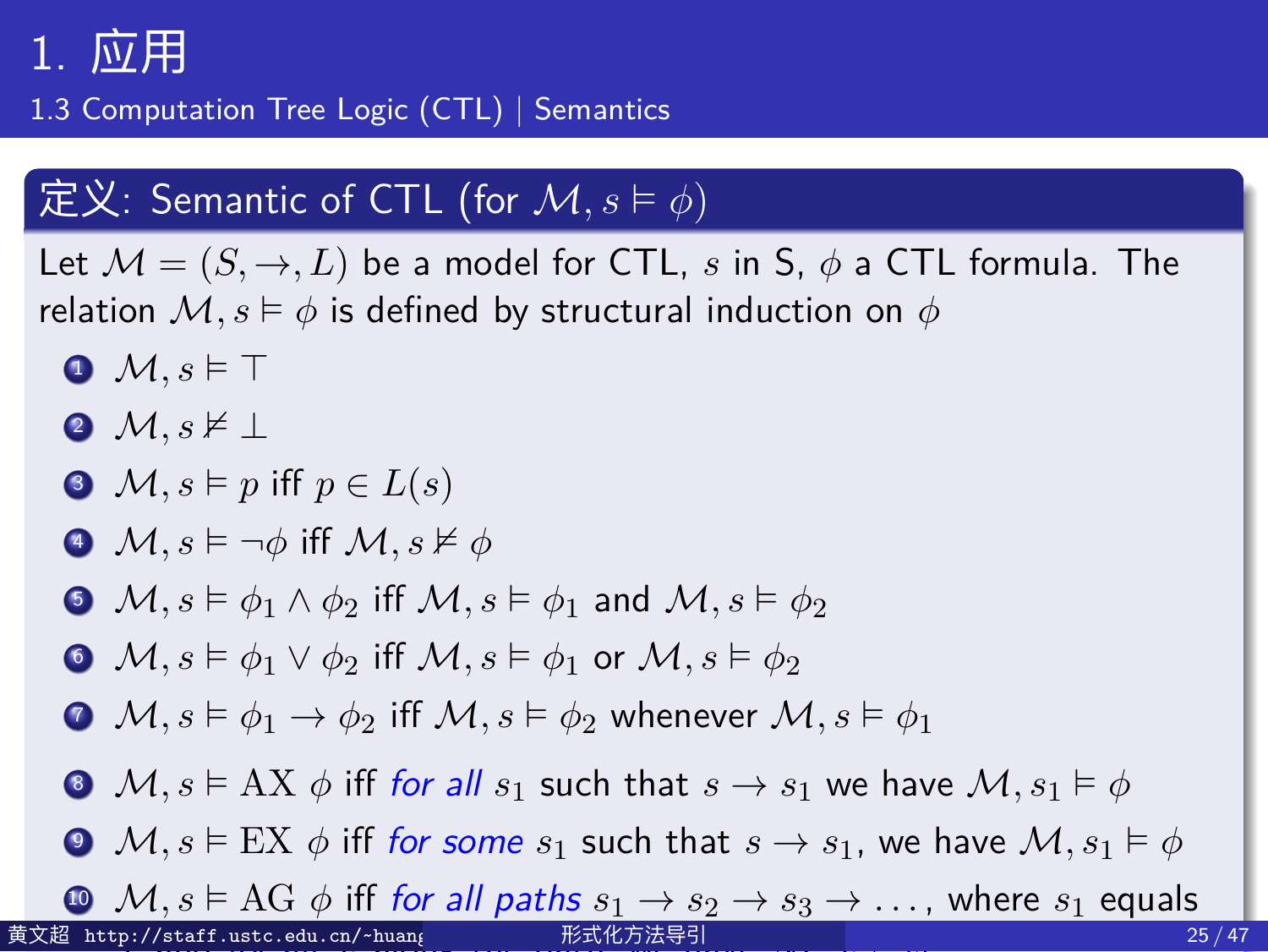# 1. 应用

## 1.3 Computation Tree Logic (CTL) | Semantics

### 定义: Semantic of CTL (for $\mathcal{M}, s \vDash \phi$)

Let $\mathcal{M} = (S, \rightarrow, L)$ be a model for CTL, $s$ in S, $\phi$ a CTL formula. The relation $\mathcal{M}, s \vDash \phi$ is defined by structural induction on $\phi$

1. $\mathcal{M}, s \vDash \top$
2. $\mathcal{M}, s \nvDash \bot$
3. $\mathcal{M}, s \vDash p$ iff $p \in L(s)$
4. $\mathcal{M}, s \vDash \neg\phi$ iff $\mathcal{M}, s \nvDash \phi$
5. $\mathcal{M}, s \vDash \phi_1 \wedge \phi_2$ iff $\mathcal{M}, s \vDash \phi_1$ and $\mathcal{M}, s \vDash \phi_2$
6. $\mathcal{M}, s \vDash \phi_1 \vee \phi_2$ iff $\mathcal{M}, s \vDash \phi_1$ or $\mathcal{M}, s \vDash \phi_2$
7. $\mathcal{M}, s \vDash \phi_1 \rightarrow \phi_2$ iff $\mathcal{M}, s \vDash \phi_2$ whenever $\mathcal{M}, s \vDash \phi_1$
8. $\mathcal{M}, s \vDash \mathrm{AX}\ \phi$ iff *for all* $s_1$ such that $s \rightarrow s_1$ we have $\mathcal{M}, s_1 \vDash \phi$
9. $\mathcal{M}, s \vDash \mathrm{EX}\ \phi$ iff *for some* $s_1$ such that $s \rightarrow s_1$, we have $\mathcal{M}, s_1 \vDash \phi$
10. $\mathcal{M}, s \vDash \mathrm{AG}\ \phi$ iff *for all paths* $s_1 \rightarrow s_2 \rightarrow s_3 \rightarrow \ldots$, where $s_1$ equals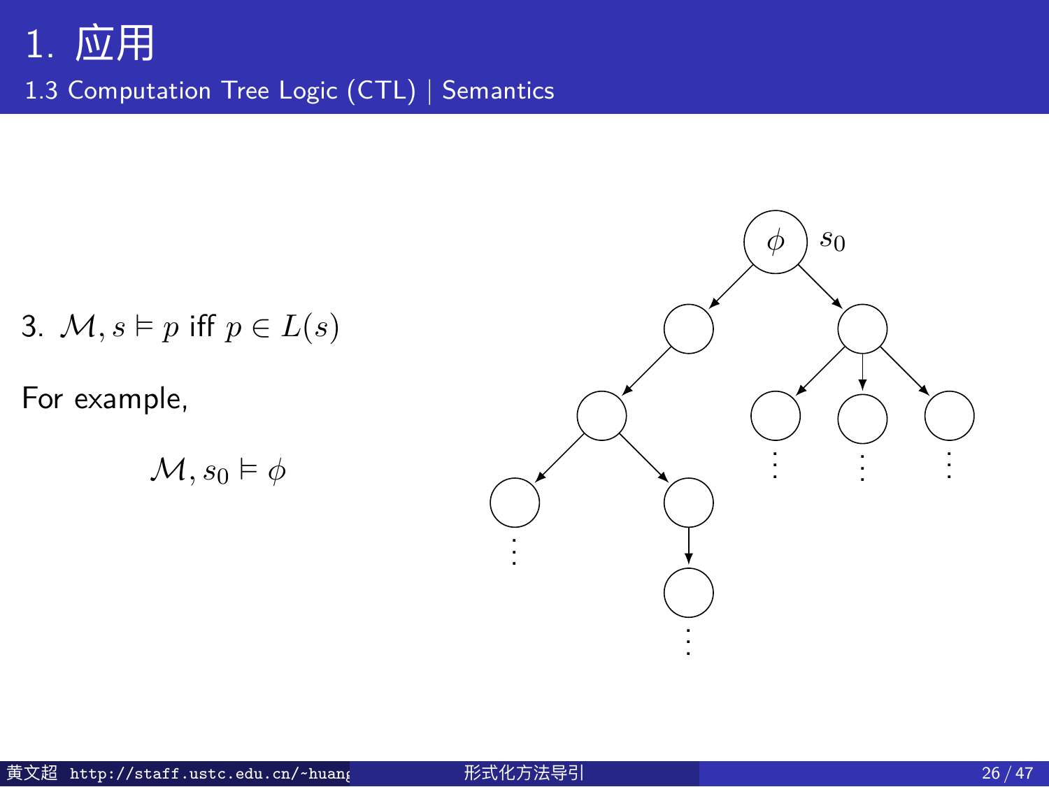# 1. 应用

## 1.3 Computation Tree Logic (CTL) | Semantics

3. $\mathcal{M}, s \vDash p$ iff $p \in L(s)$

For example,

$$\mathcal{M}, s_0 \vDash \phi$$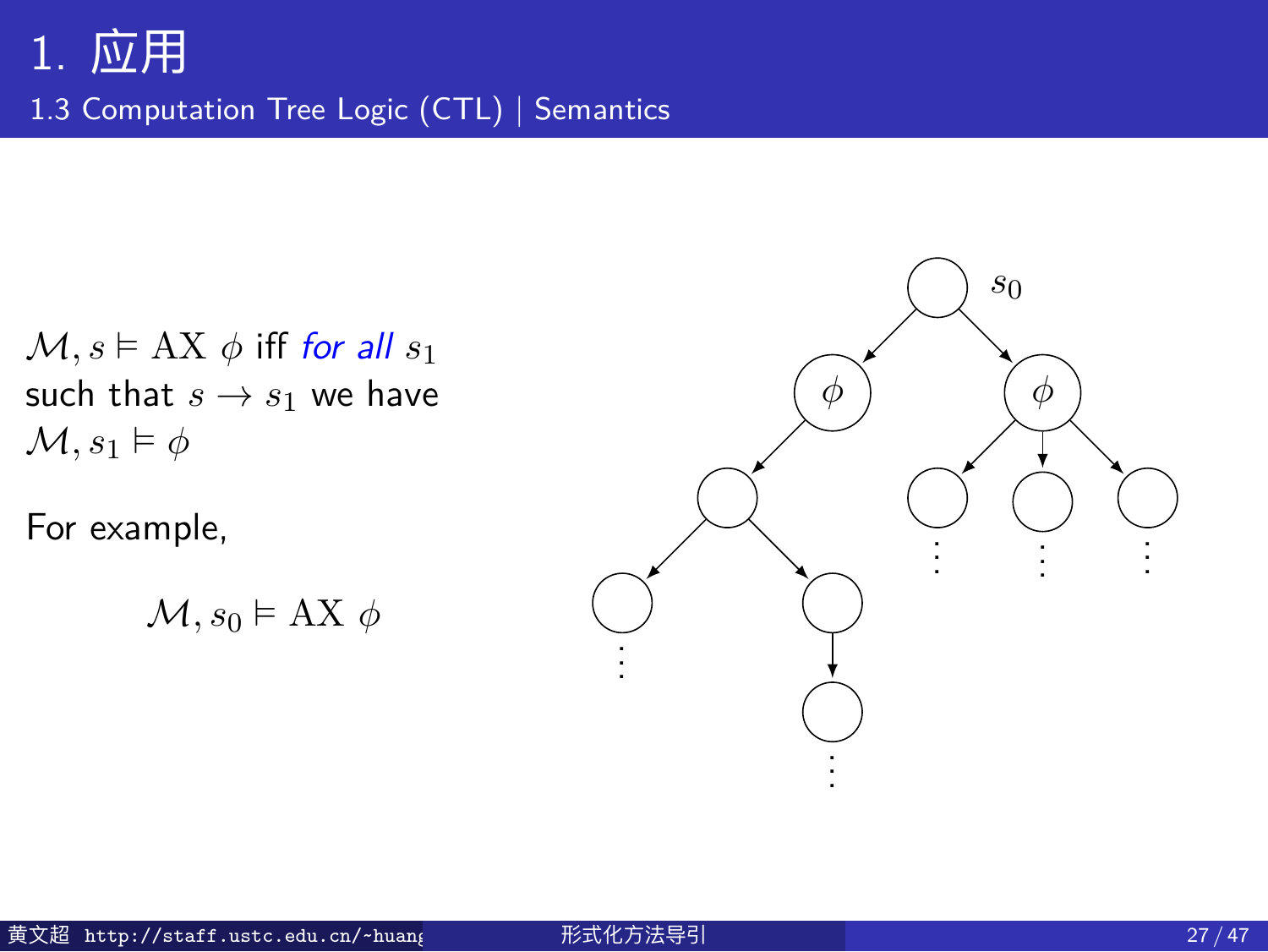# 1. 应用

## 1.3 Computation Tree Logic (CTL) | Semantics

$\mathcal{M}, s \vDash \mathrm{AX}\ \phi$ iff *for all* $s_1$ such that $s \to s_1$ we have $\mathcal{M}, s_1 \vDash \phi$

For example,

$$\mathcal{M}, s_0 \vDash \mathrm{AX}\ \phi$$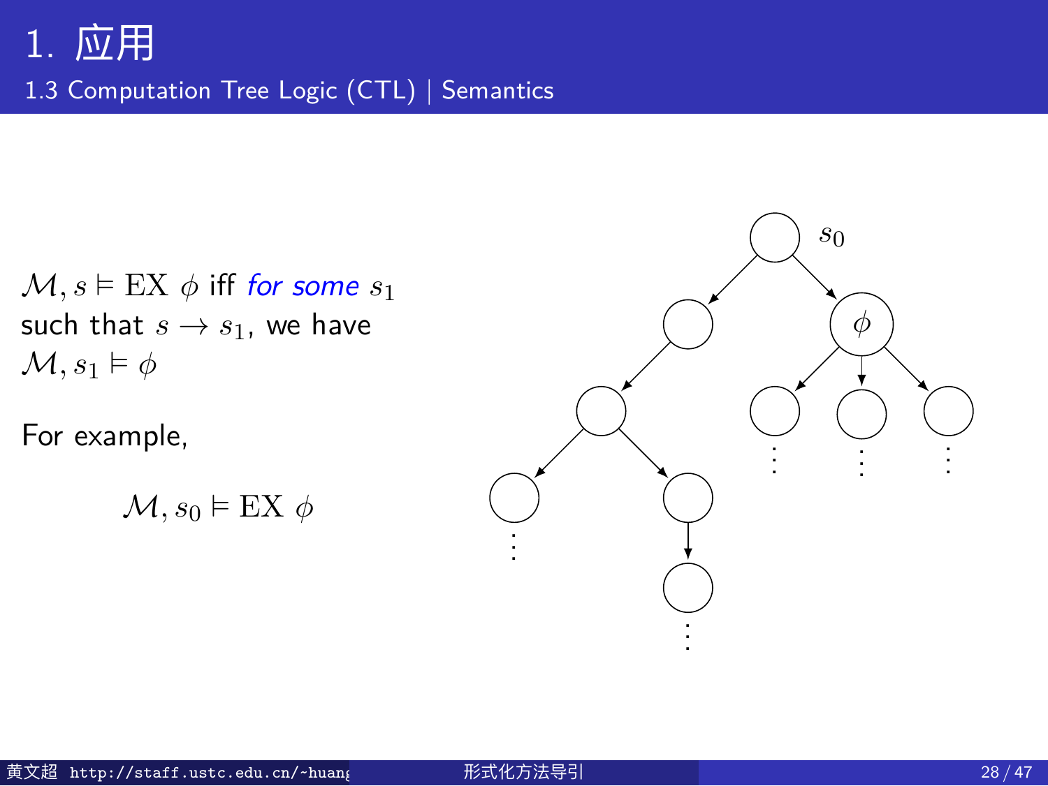# 1. 应用

## 1.3 Computation Tree Logic (CTL) | Semantics

$\mathcal{M}, s \vDash \text{EX } \phi$ iff *for some* $s_1$ such that $s \rightarrow s_1$, we have $\mathcal{M}, s_1 \vDash \phi$

For example,

$$\mathcal{M}, s_0 \vDash \text{EX } \phi$$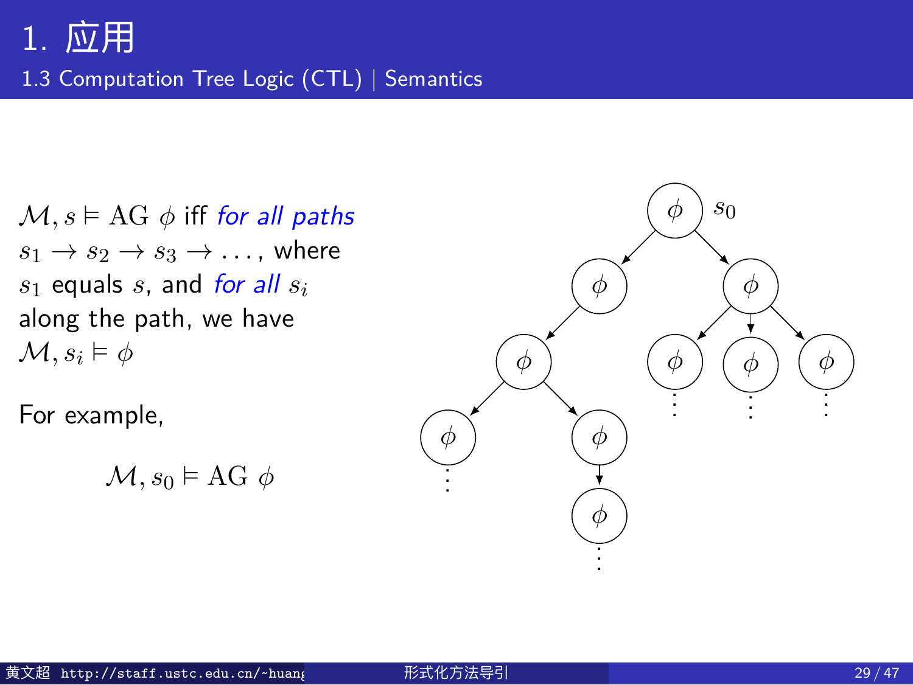# 1. 应用

## 1.3 Computation Tree Logic (CTL) | Semantics

$\mathcal{M}, s \vDash \mathrm{AG}\ \phi$ iff *for all paths* $s_1 \to s_2 \to s_3 \to \ldots$, where $s_1$ equals $s$, and *for all* $s_i$ along the path, we have $\mathcal{M}, s_i \vDash \phi$

For example,

$$\mathcal{M}, s_0 \vDash \mathrm{AG}\ \phi$$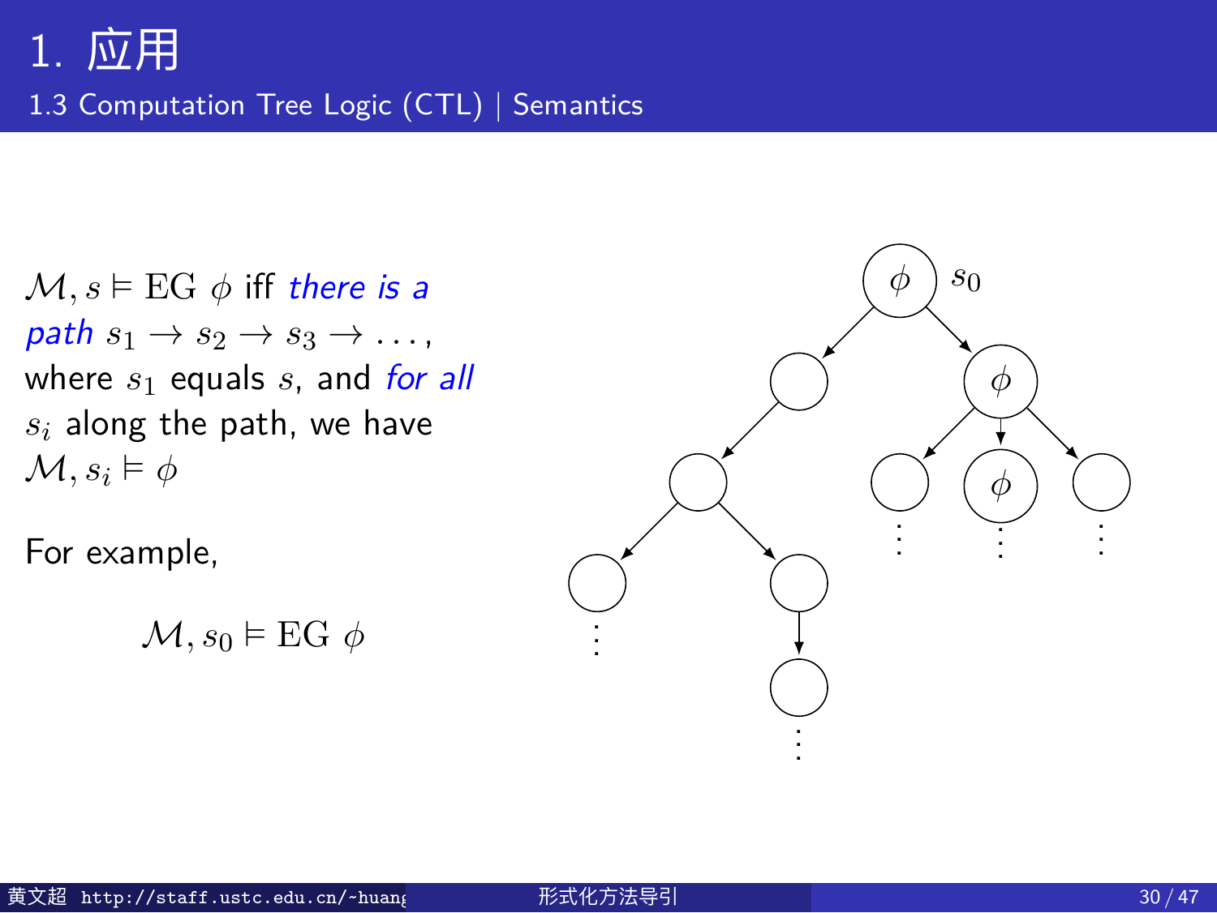# 1. 应用

## 1.3 Computation Tree Logic (CTL) | Semantics

$\mathcal{M}, s \vDash \mathrm{EG}\ \phi$ iff *there is a path* $s_1 \to s_2 \to s_3 \to \ldots$, where $s_1$ equals $s$, and *for all* $s_i$ along the path, we have $\mathcal{M}, s_i \vDash \phi$

For example,

$$\mathcal{M}, s_0 \vDash \mathrm{EG}\ \phi$$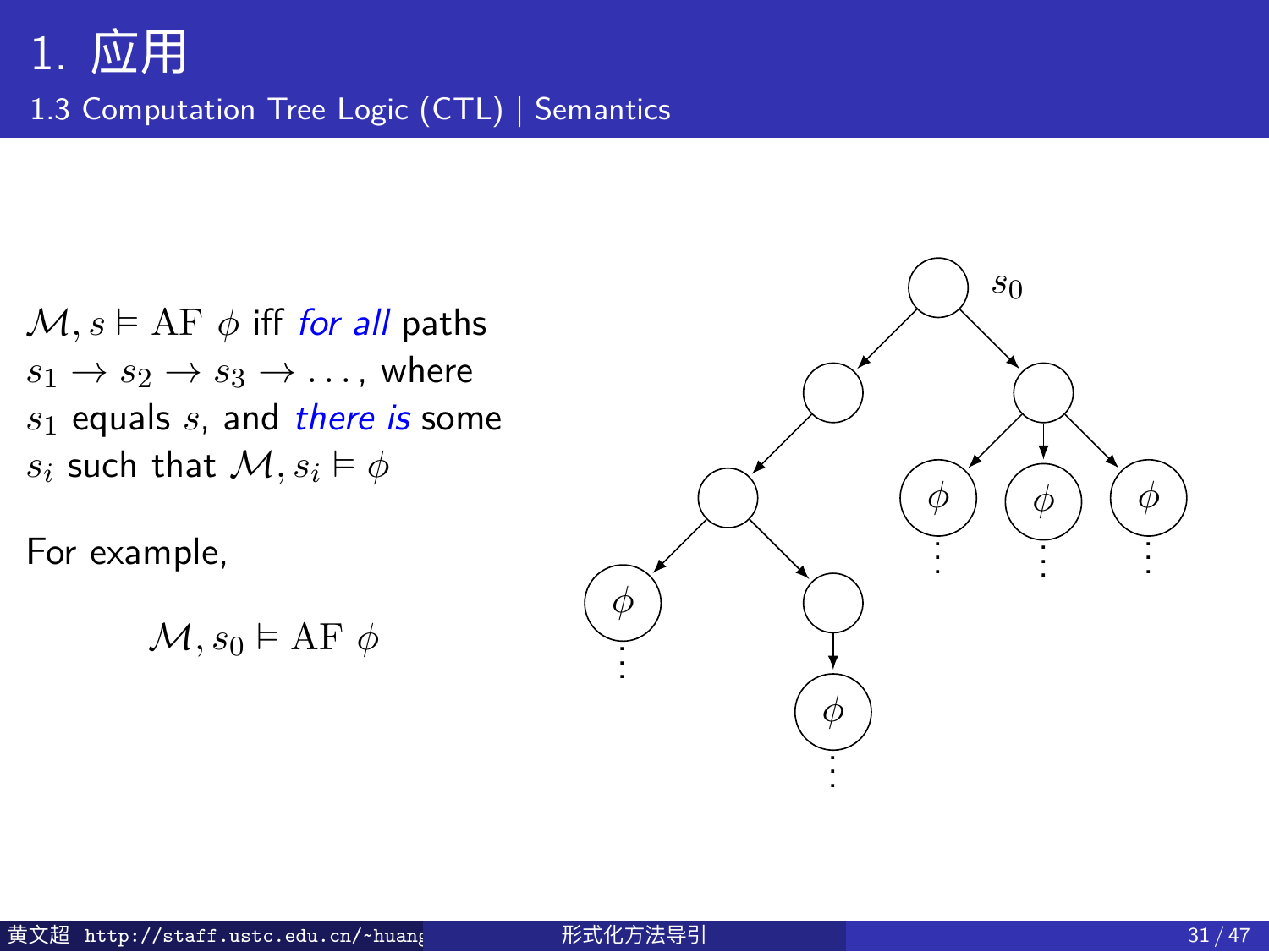# 1. 应用

## 1.3 Computation Tree Logic (CTL) | Semantics

$\mathcal{M}, s \vDash \mathrm{AF}\ \phi$ iff *for all* paths $s_1 \to s_2 \to s_3 \to \ldots$, where $s_1$ equals $s$, and *there is* some $s_i$ such that $\mathcal{M}, s_i \vDash \phi$

For example,

$$\mathcal{M}, s_0 \vDash \mathrm{AF}\ \phi$$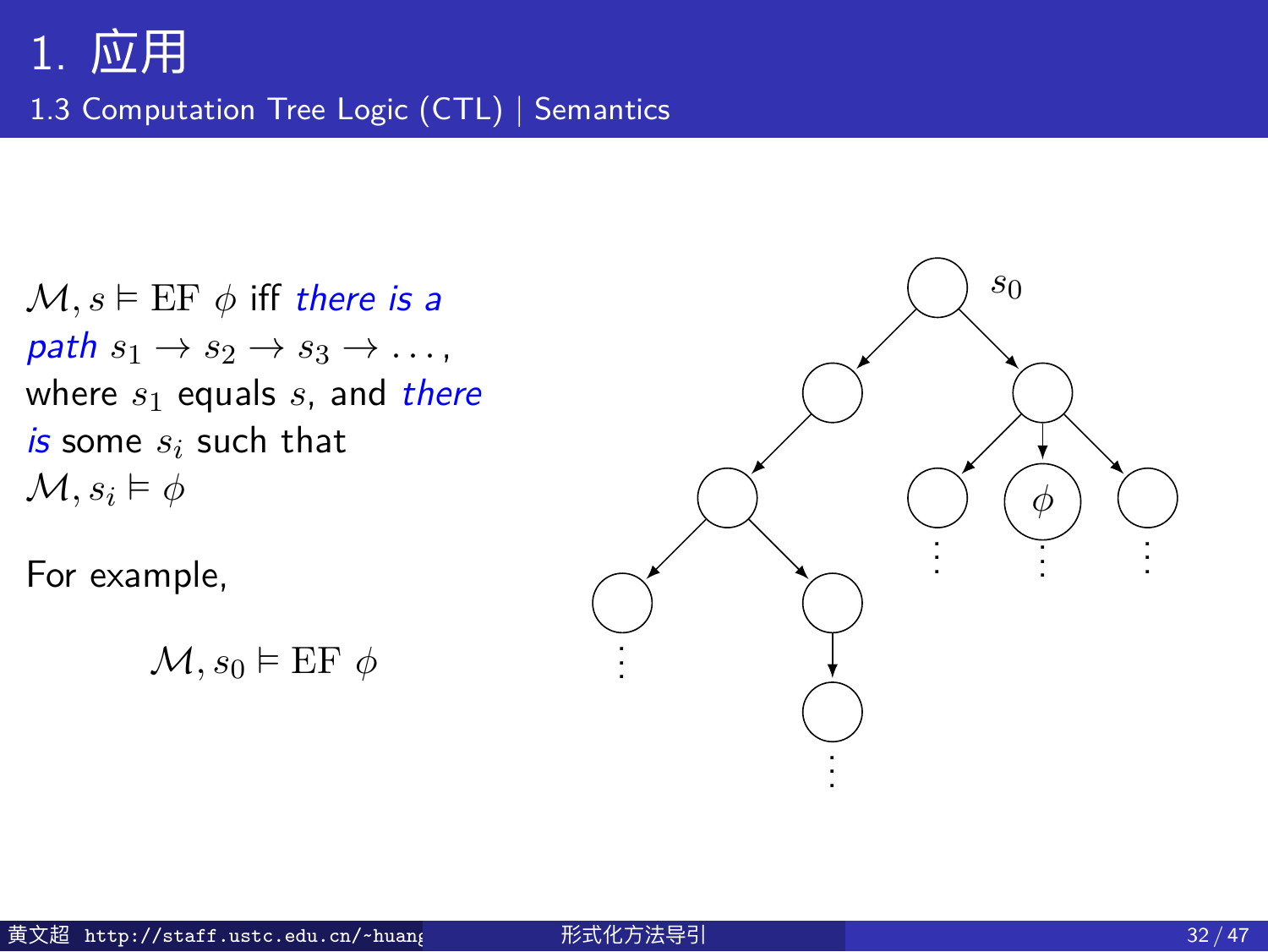# 1. 应用

## 1.3 Computation Tree Logic (CTL) | Semantics

$\mathcal{M}, s \vDash \mathrm{EF}\ \phi$ iff *there is a path* $s_1 \to s_2 \to s_3 \to \ldots,$ where $s_1$ equals $s$, and *there is* some $s_i$ such that $\mathcal{M}, s_i \vDash \phi$

For example,

$$\mathcal{M}, s_0 \vDash \mathrm{EF}\ \phi$$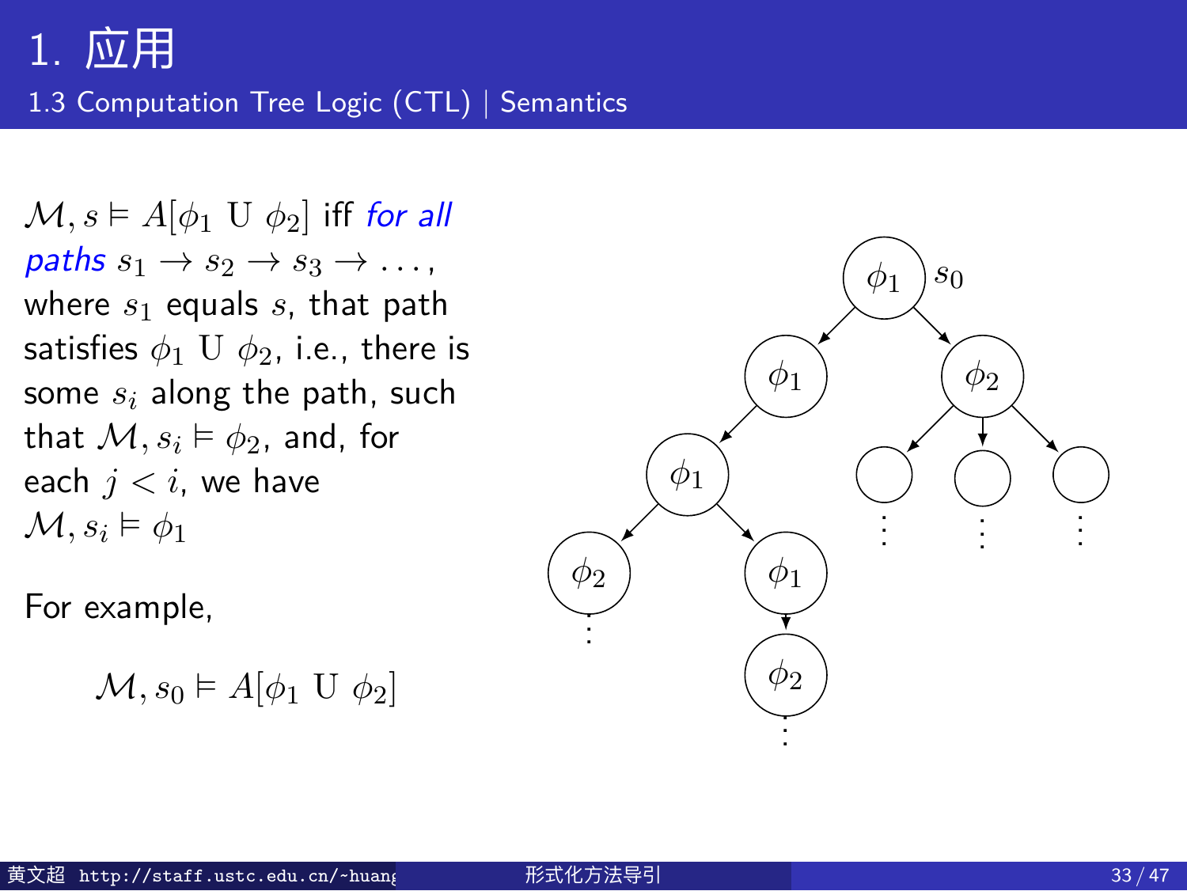# 1. 应用

## 1.3 Computation Tree Logic (CTL) | Semantics

$\mathcal{M}, s \vDash A[\phi_1 \text{ U } \phi_2]$ iff *for all paths* $s_1 \to s_2 \to s_3 \to \ldots$, where $s_1$ equals $s$, that path satisfies $\phi_1 \text{ U } \phi_2$, i.e., there is some $s_i$ along the path, such that $\mathcal{M}, s_i \vDash \phi_2$, and, for each $j < i$, we have $\mathcal{M}, s_j \vDash \phi_1$

For example,

$$\mathcal{M}, s_0 \vDash A[\phi_1 \text{ U } \phi_2]$$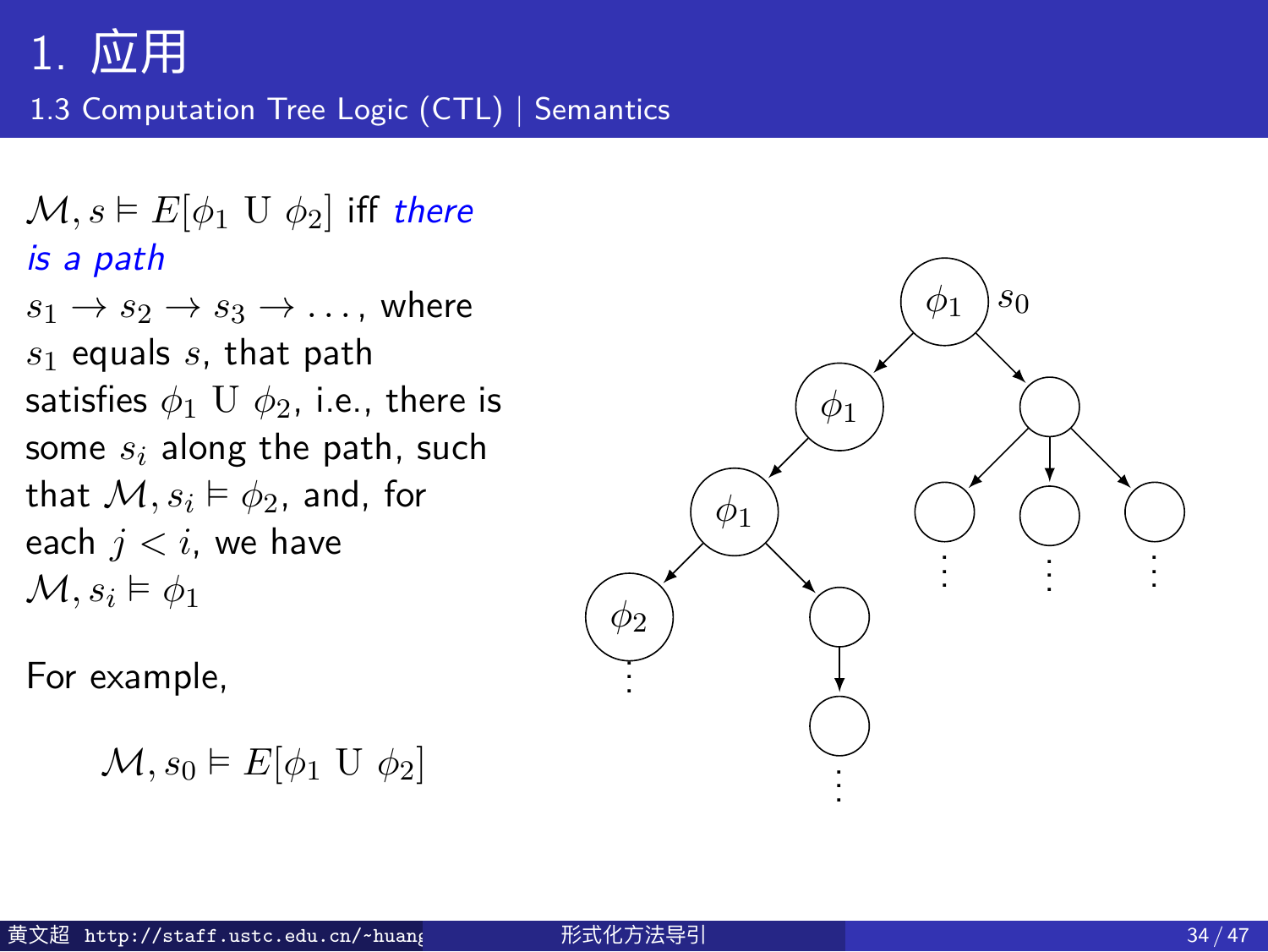# 1. 应用

## 1.3 Computation Tree Logic (CTL) | Semantics

$\mathcal{M}, s \vDash E[\phi_1 \text{ U } \phi_2]$ iff *there is a path* $s_1 \rightarrow s_2 \rightarrow s_3 \rightarrow \ldots$, where $s_1$ equals $s$, that path satisfies $\phi_1 \text{ U } \phi_2$, i.e., there is some $s_i$ along the path, such that $\mathcal{M}, s_i \vDash \phi_2$, and, for each $j < i$, we have $\mathcal{M}, s_i \vDash \phi_1$

For example,

$$\mathcal{M}, s_0 \vDash E[\phi_1 \text{ U } \phi_2]$$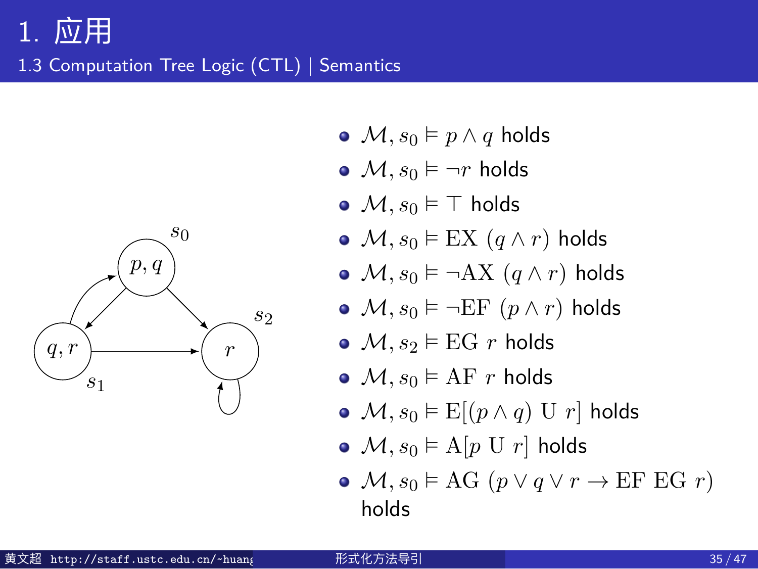# 1. 应用

## 1.3 Computation Tree Logic (CTL) | Semantics

- $\mathcal{M}, s_0 \vDash p \wedge q$ holds
- $\mathcal{M}, s_0 \vDash \neg r$ holds
- $\mathcal{M}, s_0 \vDash \top$ holds
- $\mathcal{M}, s_0 \vDash \mathrm{EX}\ (q \wedge r)$ holds
- $\mathcal{M}, s_0 \vDash \neg\mathrm{AX}\ (q \wedge r)$ holds
- $\mathcal{M}, s_0 \vDash \neg\mathrm{EF}\ (p \wedge r)$ holds
- $\mathcal{M}, s_2 \vDash \mathrm{EG}\ r$ holds
- $\mathcal{M}, s_0 \vDash \mathrm{AF}\ r$ holds
- $\mathcal{M}, s_0 \vDash \mathrm{E}[(p \wedge q)\ \mathrm{U}\ r]$ holds
- $\mathcal{M}, s_0 \vDash \mathrm{A}[p\ \mathrm{U}\ r]$ holds
- $\mathcal{M}, s_0 \vDash \mathrm{AG}\ (p \vee q \vee r \rightarrow \mathrm{EF}\ \mathrm{EG}\ r)$ holds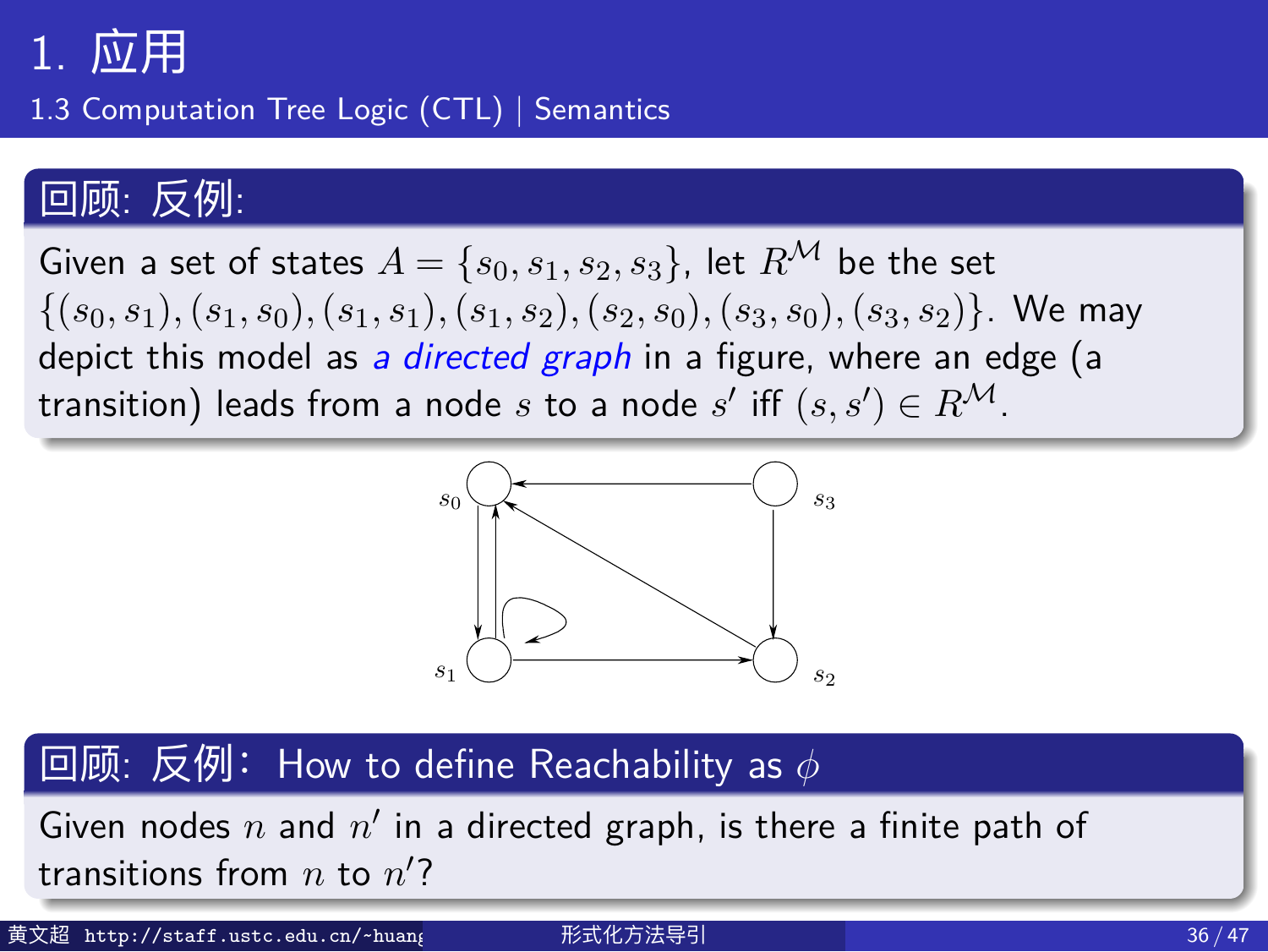# 1. 应用

## 1.3 Computation Tree Logic (CTL) | Semantics

### 回顾: 反例:

Given a set of states $A = \{s_0, s_1, s_2, s_3\}$, let $R^{\mathcal{M}}$ be the set $\{(s_0, s_1), (s_1, s_0), (s_1, s_1), (s_1, s_2), (s_2, s_0), (s_3, s_0), (s_3, s_2)\}$. We may depict this model as *a directed graph* in a figure, where an edge (a transition) leads from a node $s$ to a node $s'$ iff $(s, s') \in R^{\mathcal{M}}$.

### 回顾: 反例: How to define Reachability as $\phi$

Given nodes $n$ and $n'$ in a directed graph, is there a finite path of transitions from $n$ to $n'$?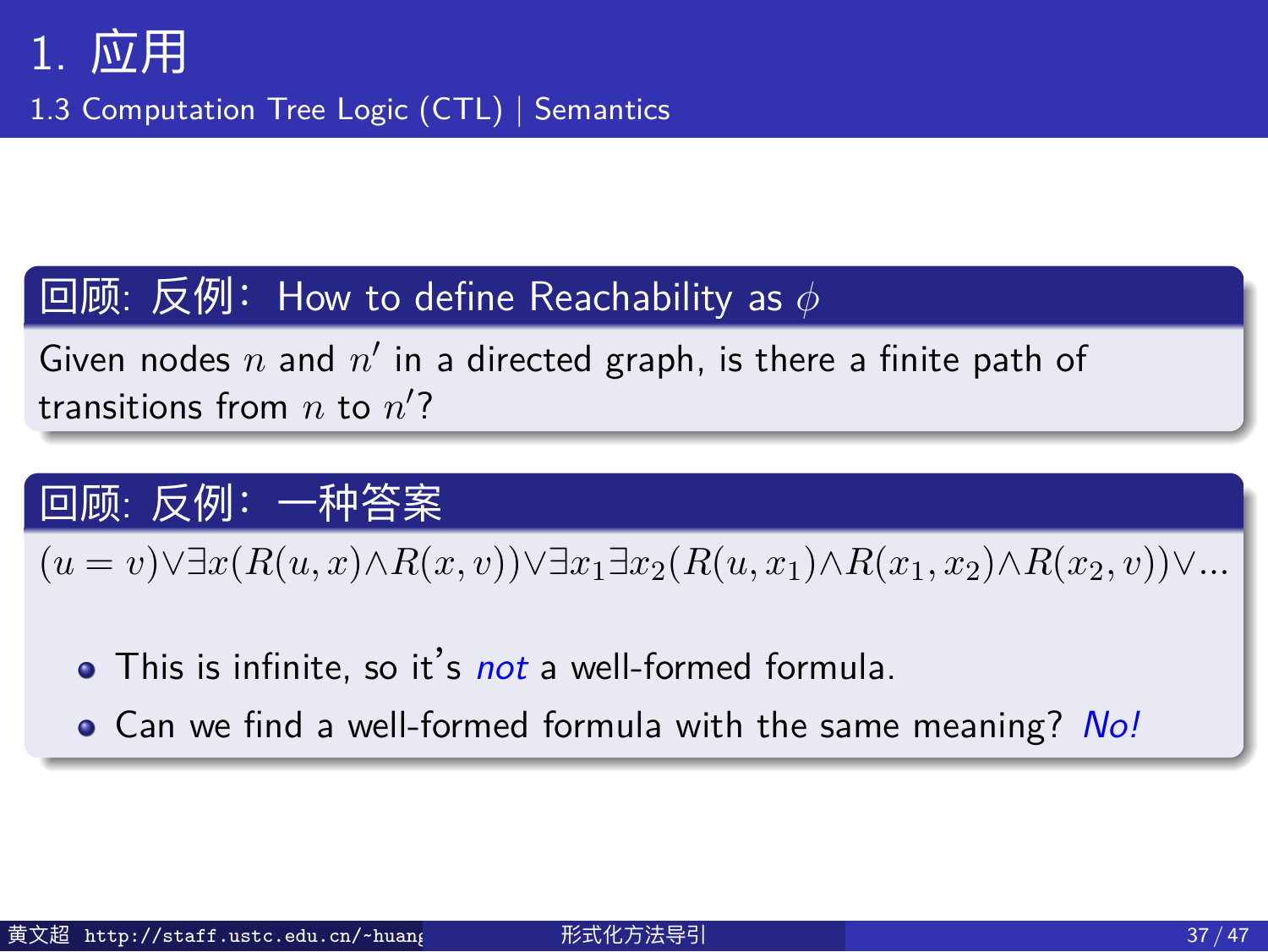# 1. 应用

## 1.3 Computation Tree Logic (CTL) | Semantics

### 回顾: 反例： How to define Reachability as $\phi$

Given nodes $n$ and $n'$ in a directed graph, is there a finite path of transitions from $n$ to $n'$?

### 回顾: 反例： 一种答案

$$(u = v) \vee \exists x(R(u, x) \wedge R(x, v)) \vee \exists x_1 \exists x_2(R(u, x_1) \wedge R(x_1, x_2) \wedge R(x_2, v)) \vee \ldots$$

- This is infinite, so it's *not* a well-formed formula.
- Can we find a well-formed formula with the same meaning? *No!*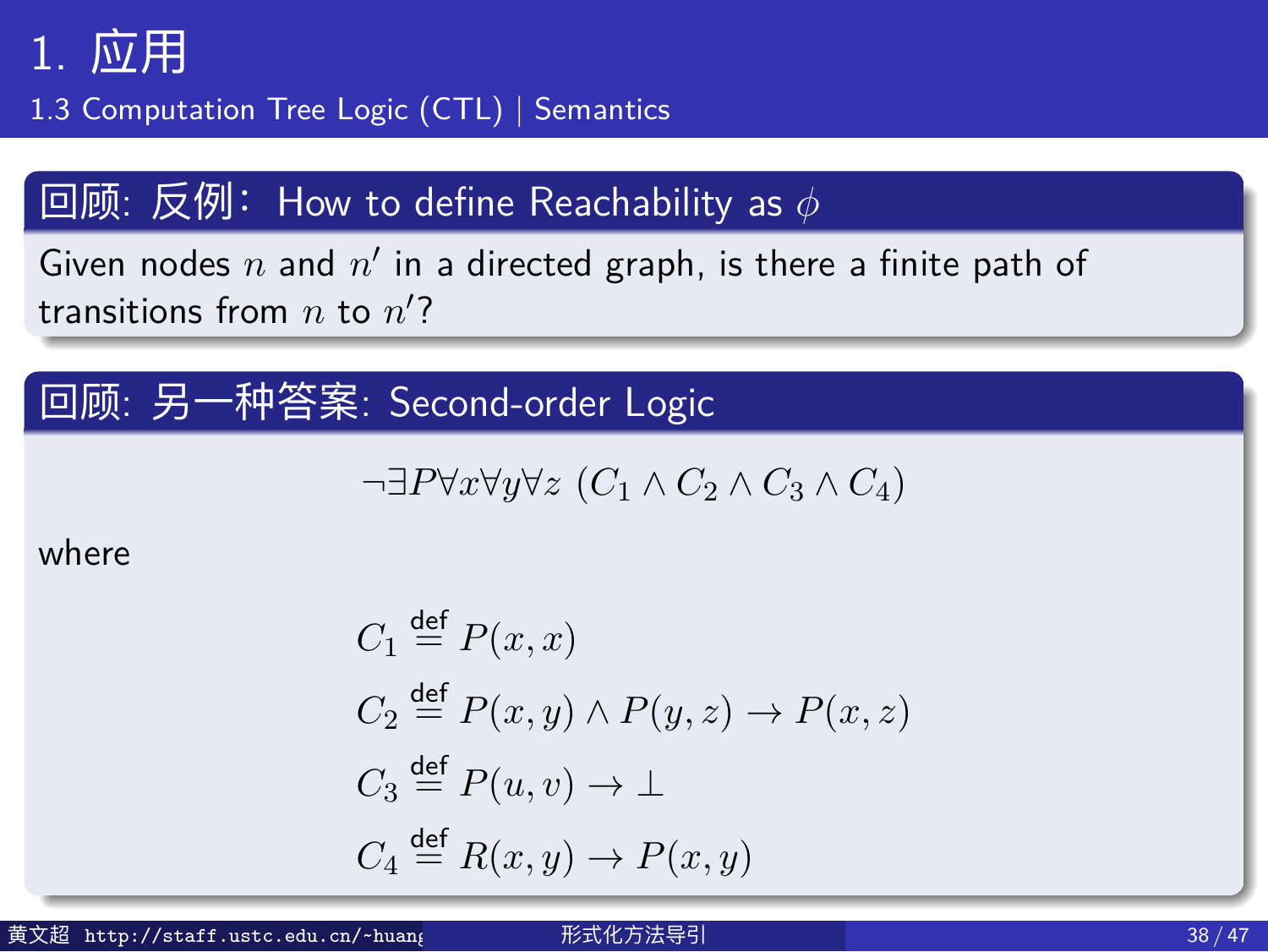# 1. 应用

## 1.3 Computation Tree Logic (CTL) | Semantics

### 回顾: 反例: How to define Reachability as $\phi$

Given nodes $n$ and $n'$ in a directed graph, is there a finite path of transitions from $n$ to $n'$?

### 回顾: 另一种答案: Second-order Logic

$$\neg\exists P \forall x \forall y \forall z \; (C_1 \wedge C_2 \wedge C_3 \wedge C_4)$$

where

$$C_1 \overset{\text{def}}{=} P(x, x)$$

$$C_2 \overset{\text{def}}{=} P(x, y) \wedge P(y, z) \rightarrow P(x, z)$$

$$C_3 \overset{\text{def}}{=} P(u, v) \rightarrow \bot$$

$$C_4 \overset{\text{def}}{=} R(x, y) \rightarrow P(x, y)$$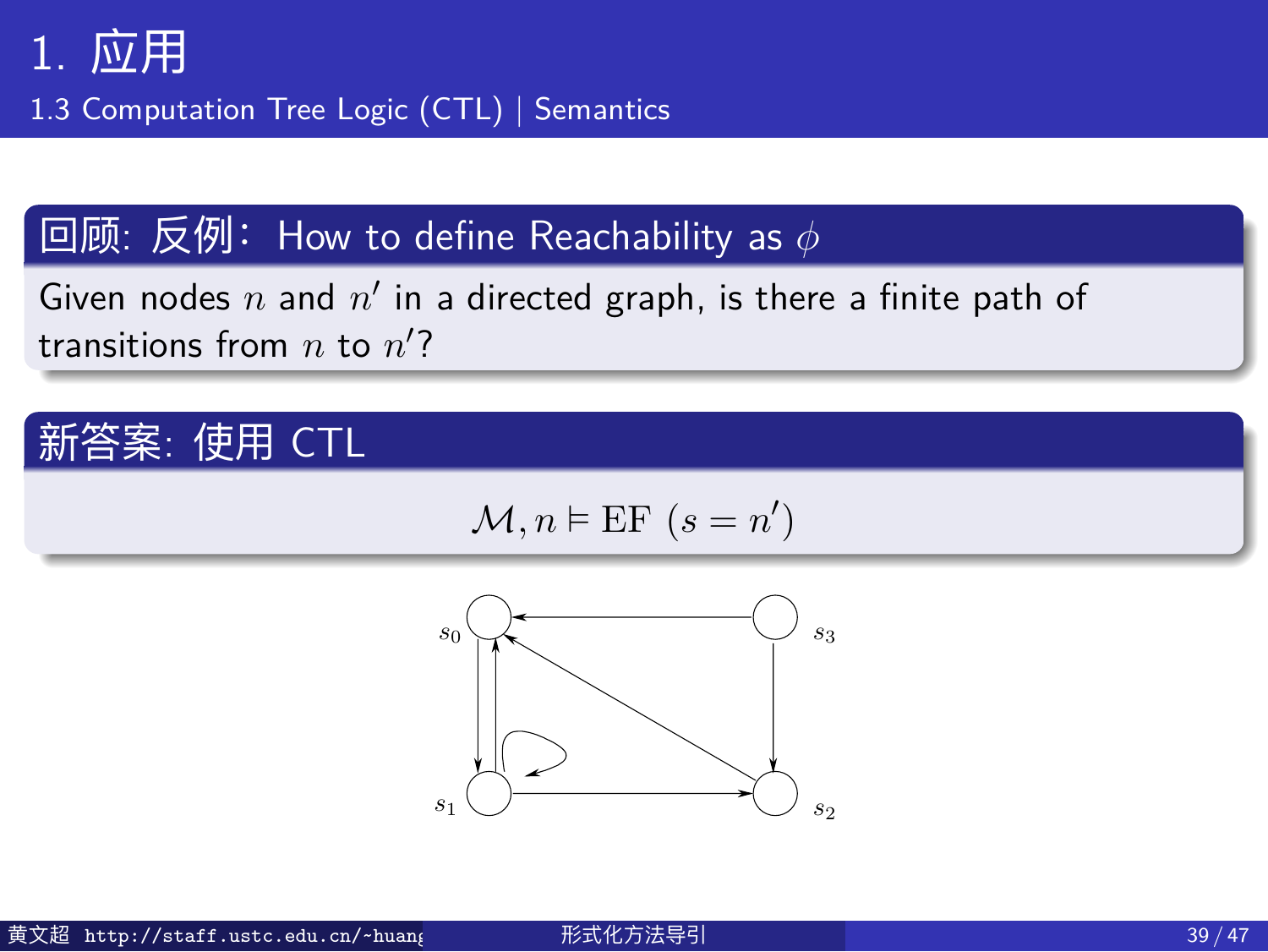# 1. 应用

## 1.3 Computation Tree Logic (CTL) | Semantics

### 回顾: 反例: How to define Reachability as $\phi$

Given nodes $n$ and $n'$ in a directed graph, is there a finite path of transitions from $n$ to $n'$?

### 新答案: 使用 CTL

$$\mathcal{M}, n \vDash \text{EF } (s = n')$$

$s_0$ $s_3$

$s_1$ $s_2$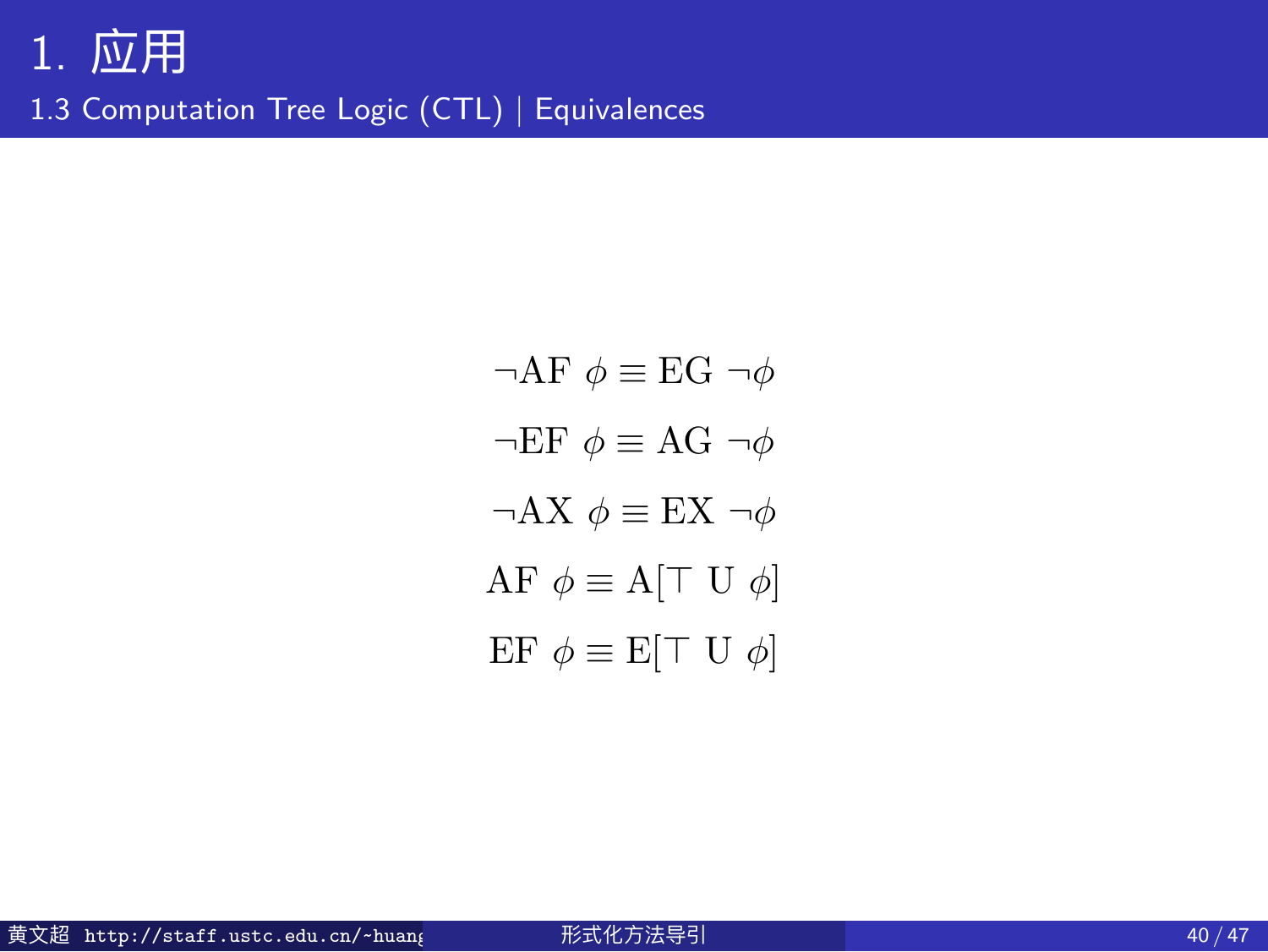# 1. 应用

## 1.3 Computation Tree Logic (CTL) | Equivalences

$$\neg \mathrm{AF}\ \phi \equiv \mathrm{EG}\ \neg\phi$$

$$\neg \mathrm{EF}\ \phi \equiv \mathrm{AG}\ \neg\phi$$

$$\neg \mathrm{AX}\ \phi \equiv \mathrm{EX}\ \neg\phi$$

$$\mathrm{AF}\ \phi \equiv \mathrm{A}[\top\ \mathrm{U}\ \phi]$$

$$\mathrm{EF}\ \phi \equiv \mathrm{E}[\top\ \mathrm{U}\ \phi]$$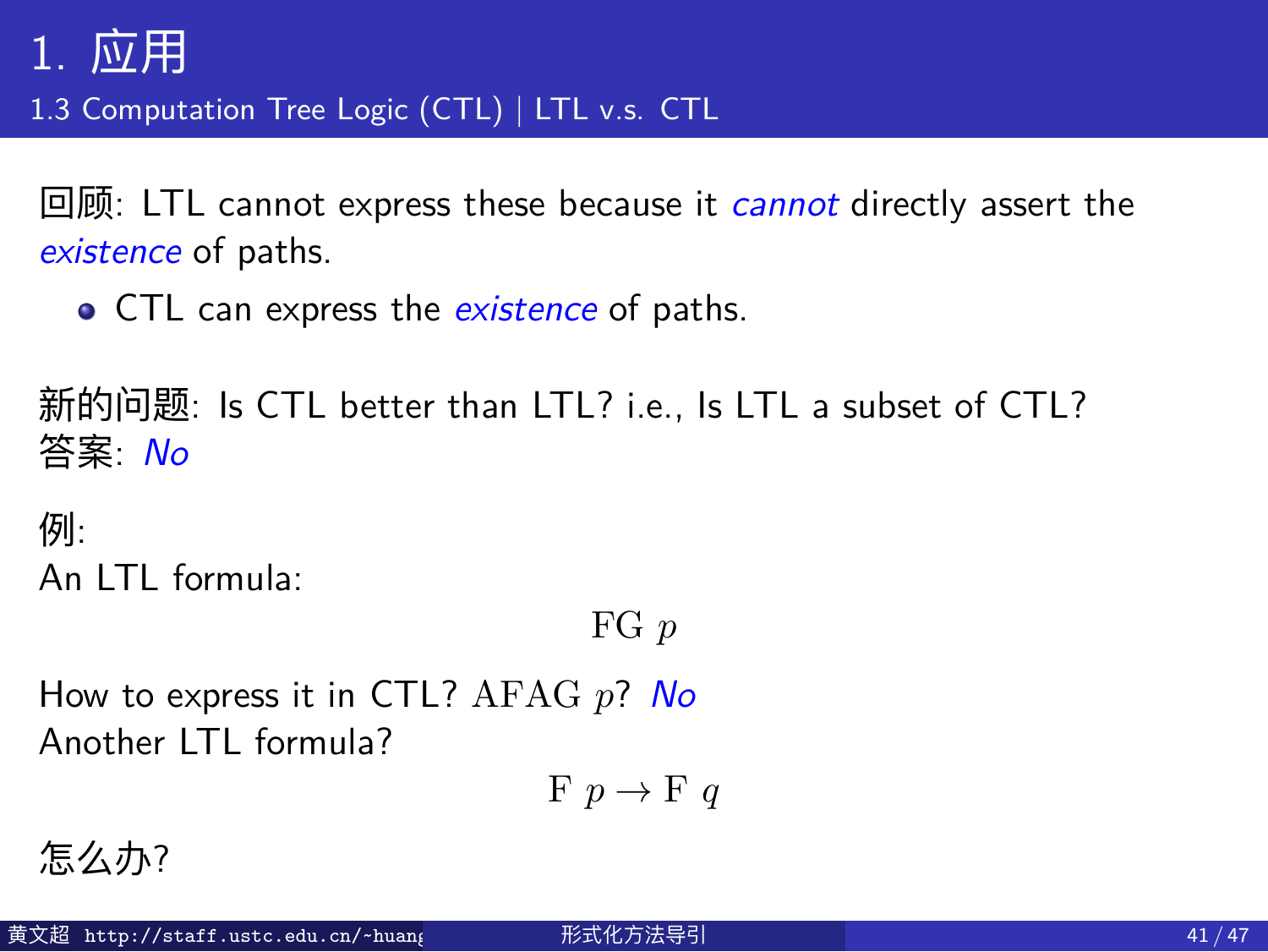# 1. 应用

## 1.3 Computation Tree Logic (CTL) | LTL v.s. CTL

回顾: LTL cannot express these because it *cannot* directly assert the *existence* of paths.

- CTL can express the *existence* of paths.

新的问题: Is CTL better than LTL? i.e., Is LTL a subset of CTL?
答案: *No*

例:
An LTL formula:

$$\mathrm{FG}\ p$$

How to express it in CTL? $\mathrm{AFAG}\ p$? *No*
Another LTL formula?

$$\mathrm{F}\ p \to \mathrm{F}\ q$$

怎么办?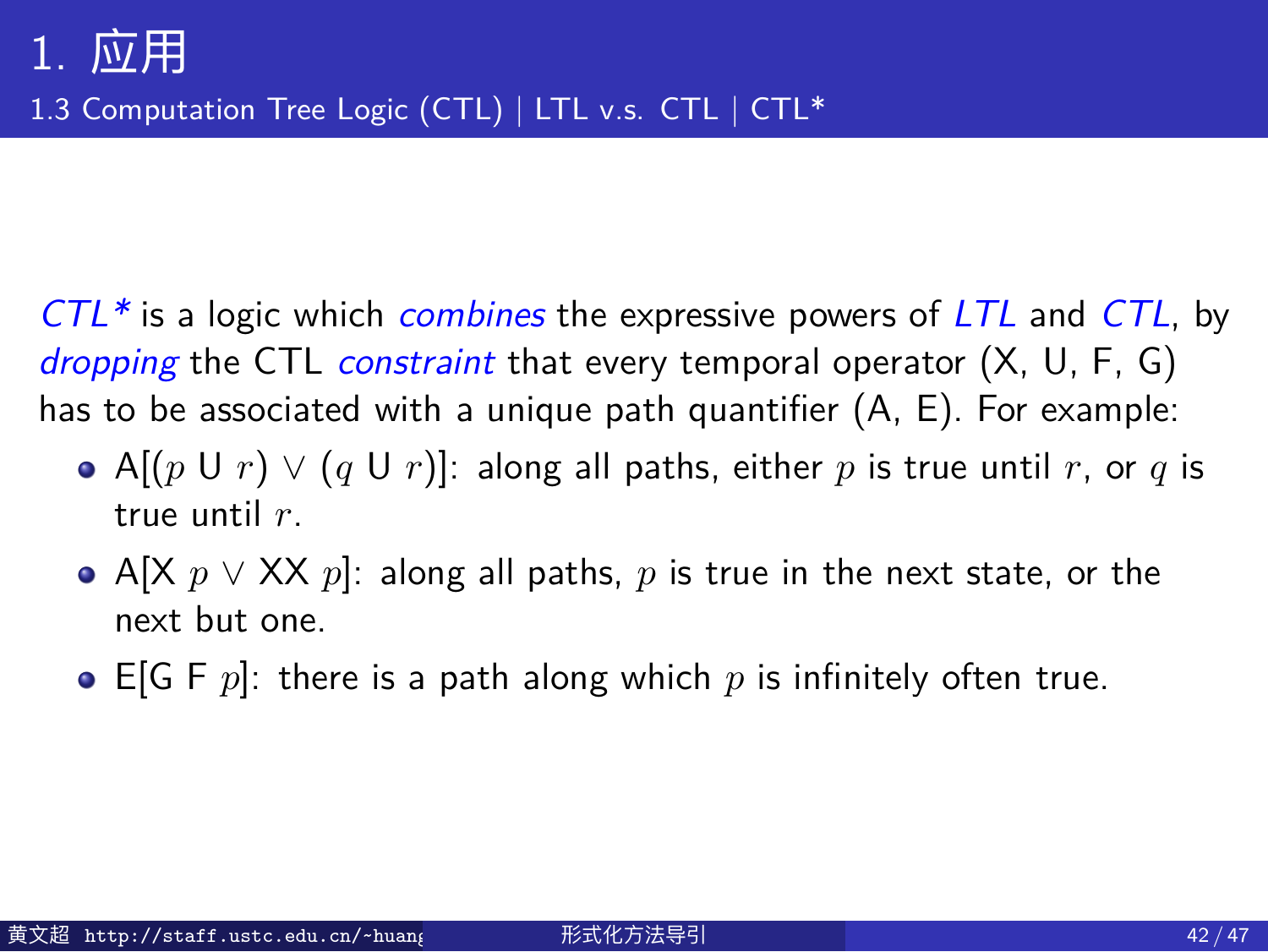# 1. 应用

## 1.3 Computation Tree Logic (CTL) | LTL v.s. CTL | CTL*

*CTL** is a logic which *combines* the expressive powers of *LTL* and *CTL*, by *dropping* the CTL *constraint* that every temporal operator (X, U, F, G) has to be associated with a unique path quantifier (A, E). For example:

- A[($p$ U $r$) $\vee$ ($q$ U $r$)]: along all paths, either $p$ is true until $r$, or $q$ is true until $r$.
- A[X $p$ $\vee$ XX $p$]: along all paths, $p$ is true in the next state, or the next but one.
- E[G F $p$]: there is a path along which $p$ is infinitely often true.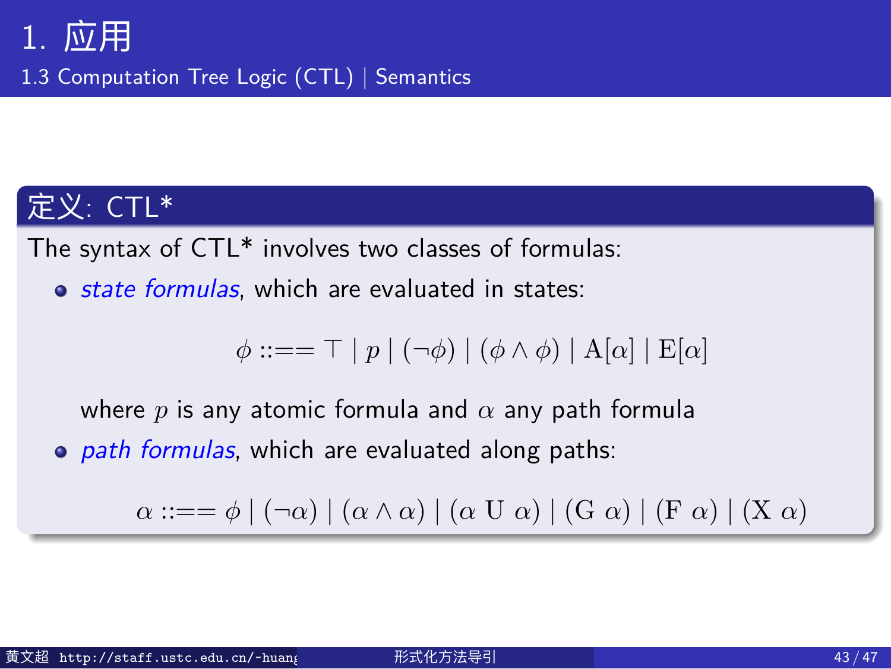# 1. 应用

## 1.3 Computation Tree Logic (CTL) | Semantics

### 定义: CTL*

The syntax of CTL* involves two classes of formulas:

- *state formulas*, which are evaluated in states:

$$\phi ::== \top \mid p \mid (\neg\phi) \mid (\phi \wedge \phi) \mid \mathrm{A}[\alpha] \mid \mathrm{E}[\alpha]$$

  where $p$ is any atomic formula and $\alpha$ any path formula

- *path formulas*, which are evaluated along paths:

$$\alpha ::== \phi \mid (\neg\alpha) \mid (\alpha \wedge \alpha) \mid (\alpha \ \mathrm{U} \ \alpha) \mid (\mathrm{G} \ \alpha) \mid (\mathrm{F} \ \alpha) \mid (\mathrm{X} \ \alpha)$$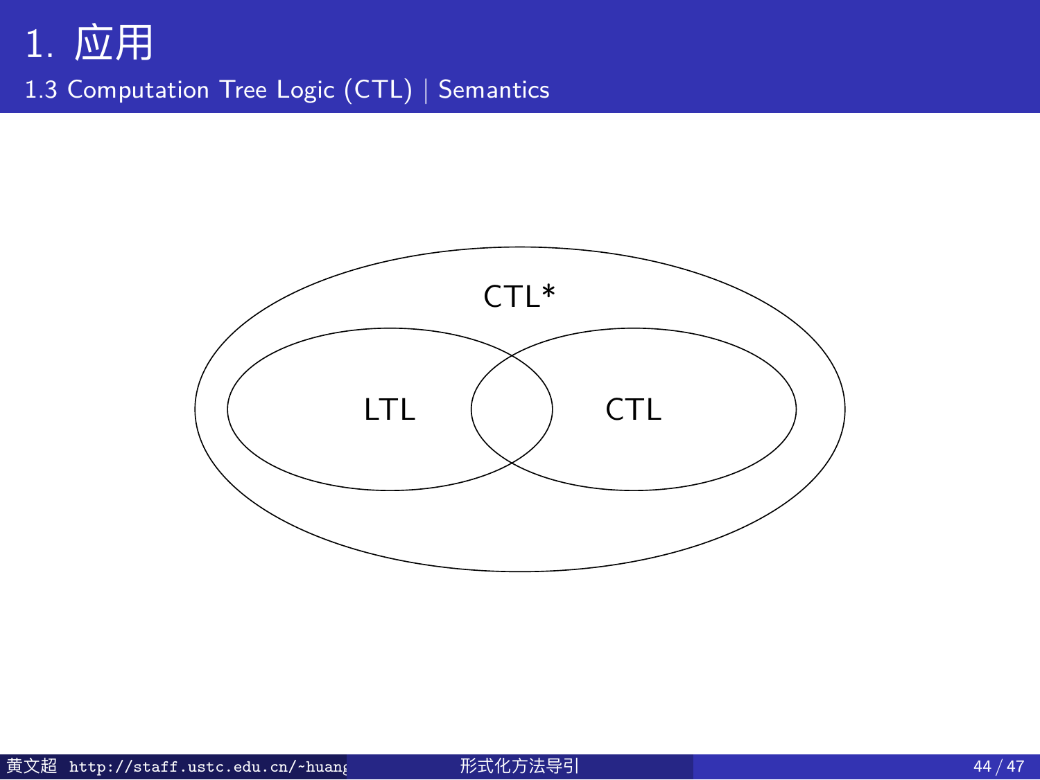# 1. 应用

## 1.3 Computation Tree Logic (CTL) | Semantics

CTL*

LTL

CTL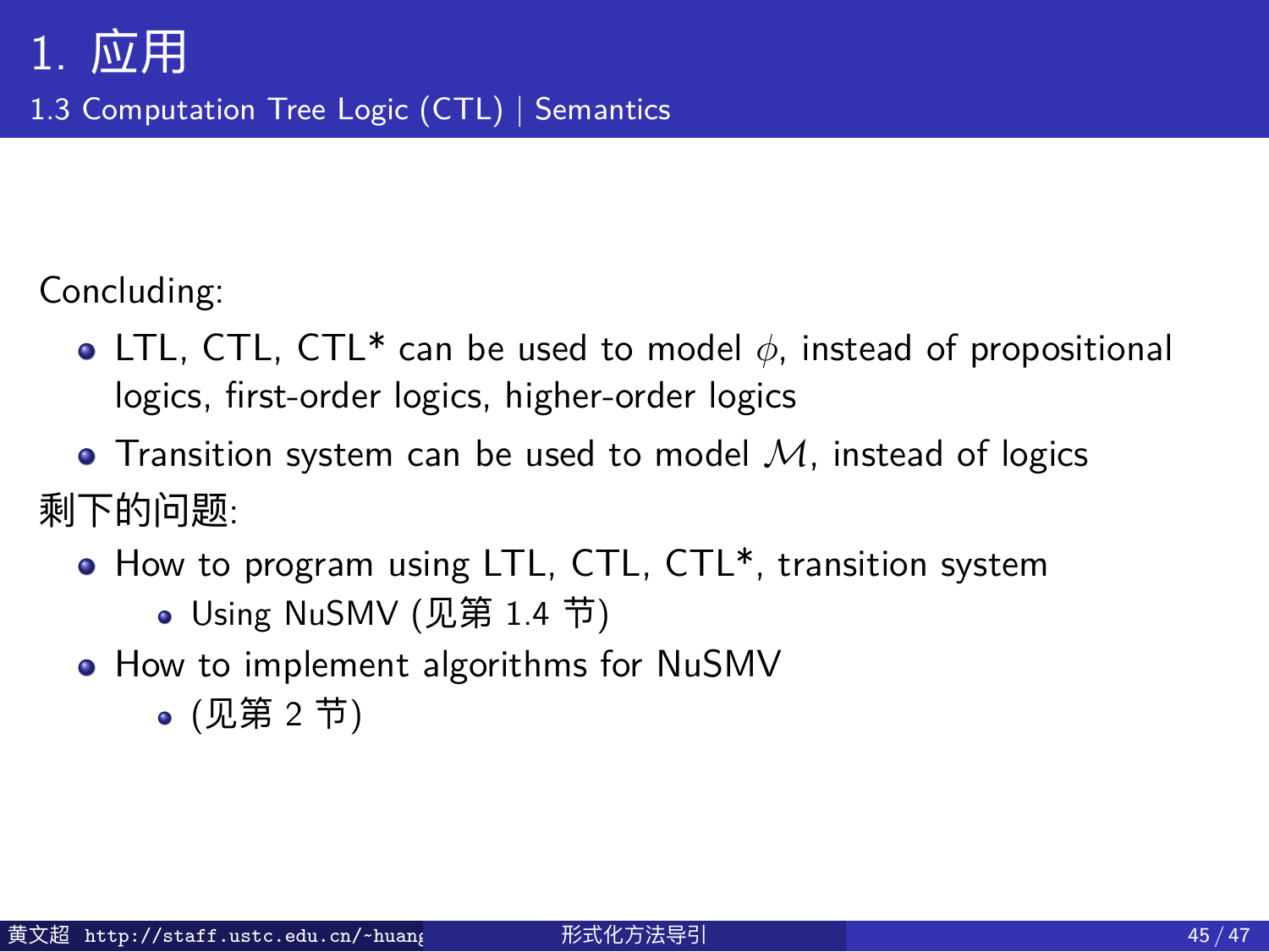# 1. 应用

## 1.3 Computation Tree Logic (CTL) | Semantics

Concluding:

- LTL, CTL, CTL* can be used to model $\phi$, instead of propositional logics, first-order logics, higher-order logics
- Transition system can be used to model $\mathcal{M}$, instead of logics

剩下的问题:

- How to program using LTL, CTL, CTL*, transition system
  - Using NuSMV (见第 1.4 节)
- How to implement algorithms for NuSMV
  - (见第 2 节)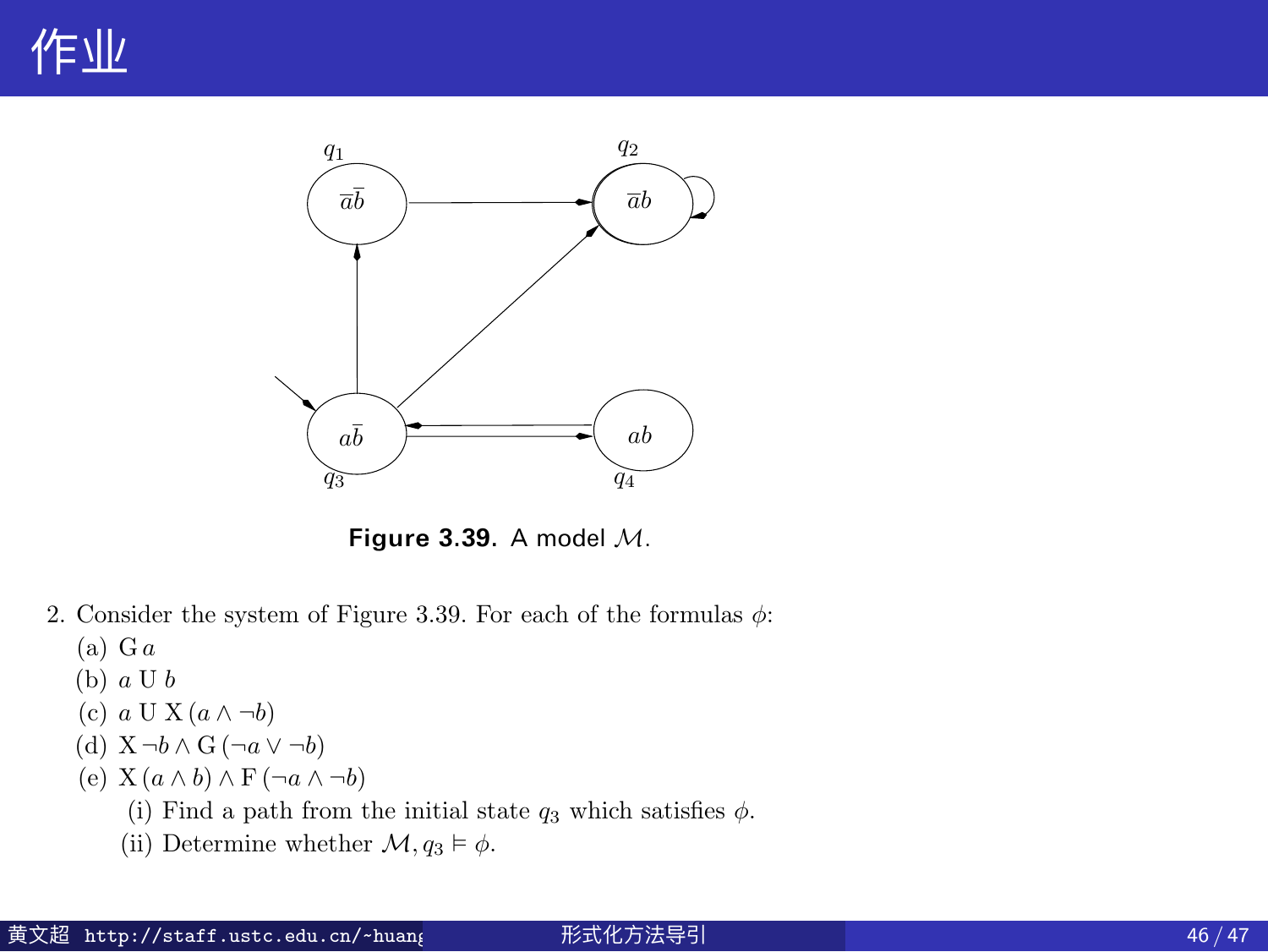# 作业

**Figure 3.39.** A model $\mathcal{M}$.

2. Consider the system of Figure 3.39. For each of the formulas $\phi$:
   (a) $\mathrm{G}\, a$
   (b) $a \;\mathrm{U}\; b$
   (c) $a \;\mathrm{U}\; \mathrm{X}\,(a \wedge \neg b)$
   (d) $\mathrm{X}\, \neg b \wedge \mathrm{G}\,(\neg a \vee \neg b)$
   (e) $\mathrm{X}\,(a \wedge b) \wedge \mathrm{F}\,(\neg a \wedge \neg b)$
      (i) Find a path from the initial state $q_3$ which satisfies $\phi$.
      (ii) Determine whether $\mathcal{M}, q_3 \vDash \phi$.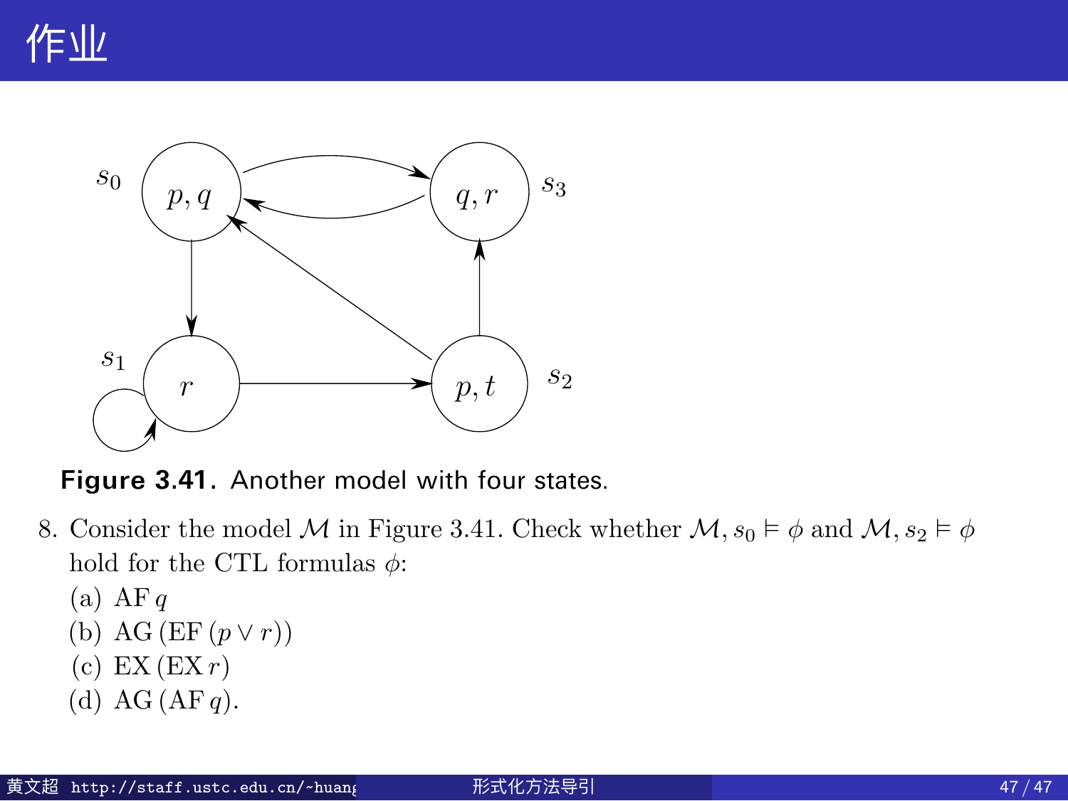# 作业

$s_0$

$p, q$

$q, r$

$s_3$

$s_1$

$r$

$p, t$

$s_2$

**Figure 3.41.** Another model with four states.

8. Consider the model $\mathcal{M}$ in Figure 3.41. Check whether $\mathcal{M}, s_0 \vDash \phi$ and $\mathcal{M}, s_2 \vDash \phi$ hold for the CTL formulas $\phi$:
   (a) $\mathrm{AF}\, q$
   (b) $\mathrm{AG}\,(\mathrm{EF}\,(p \vee r))$
   (c) $\mathrm{EX}\,(\mathrm{EX}\, r)$
   (d) $\mathrm{AG}\,(\mathrm{AF}\, q)$.